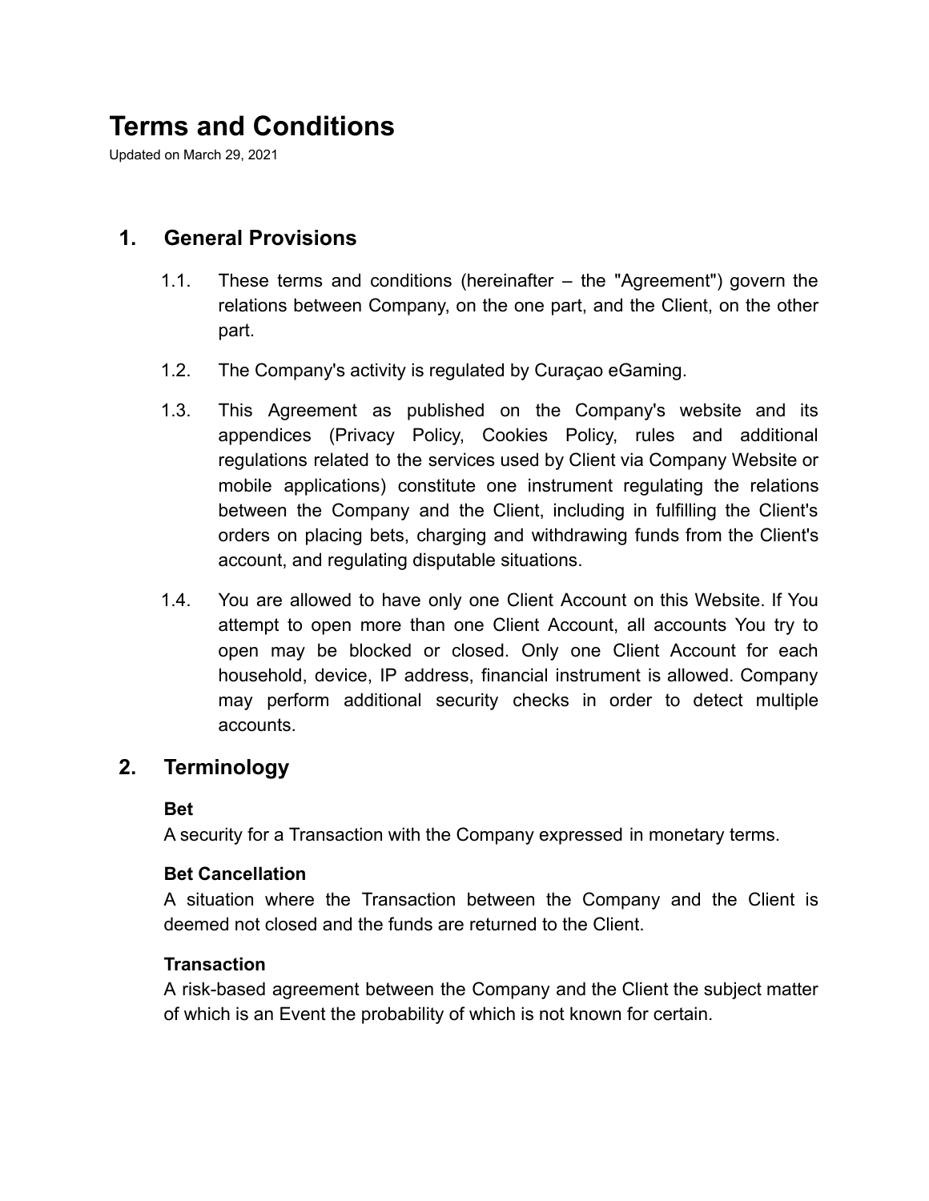# Terms and Conditions

Updated on March 29, 2021

## 1. General Provisions

1.1. These terms and conditions (hereinafter – the "Agreement") govern the relations between Company, on the one part, and the Client, on the other part.

1.2. The Company's activity is regulated by Curaçao eGaming.

1.3. This Agreement as published on the Company's website and its appendices (Privacy Policy, Cookies Policy, rules and additional regulations related to the services used by Client via Company Website or mobile applications) constitute one instrument regulating the relations between the Company and the Client, including in fulfilling the Client's orders on placing bets, charging and withdrawing funds from the Client's account, and regulating disputable situations.

1.4. You are allowed to have only one Client Account on this Website. If You attempt to open more than one Client Account, all accounts You try to open may be blocked or closed. Only one Client Account for each household, device, IP address, financial instrument is allowed. Company may perform additional security checks in order to detect multiple accounts.

## 2. Terminology

**Bet**
A security for a Transaction with the Company expressed in monetary terms.

**Bet Cancellation**
A situation where the Transaction between the Company and the Client is deemed not closed and the funds are returned to the Client.

**Transaction**
A risk-based agreement between the Company and the Client the subject matter of which is an Event the probability of which is not known for certain.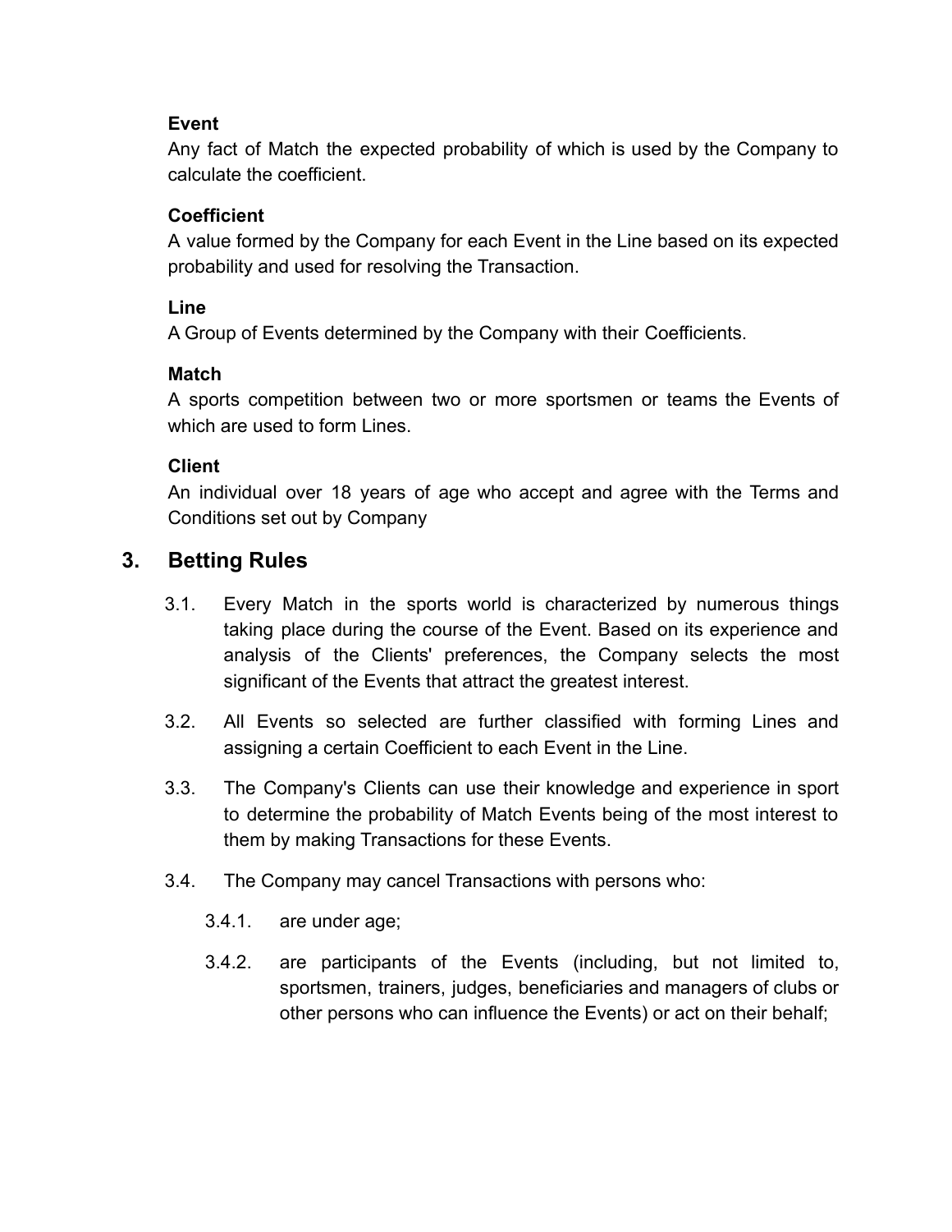**Event**

Any fact of Match the expected probability of which is used by the Company to calculate the coefficient.

**Coefficient**

A value formed by the Company for each Event in the Line based on its expected probability and used for resolving the Transaction.

**Line**

A Group of Events determined by the Company with their Coefficients.

**Match**

A sports competition between two or more sportsmen or teams the Events of which are used to form Lines.

**Client**

An individual over 18 years of age who accept and agree with the Terms and Conditions set out by Company

## 3. Betting Rules

3.1. Every Match in the sports world is characterized by numerous things taking place during the course of the Event. Based on its experience and analysis of the Clients' preferences, the Company selects the most significant of the Events that attract the greatest interest.

3.2. All Events so selected are further classified with forming Lines and assigning a certain Coefficient to each Event in the Line.

3.3. The Company's Clients can use their knowledge and experience in sport to determine the probability of Match Events being of the most interest to them by making Transactions for these Events.

3.4. The Company may cancel Transactions with persons who:

3.4.1. are under age;

3.4.2. are participants of the Events (including, but not limited to, sportsmen, trainers, judges, beneficiaries and managers of clubs or other persons who can influence the Events) or act on their behalf;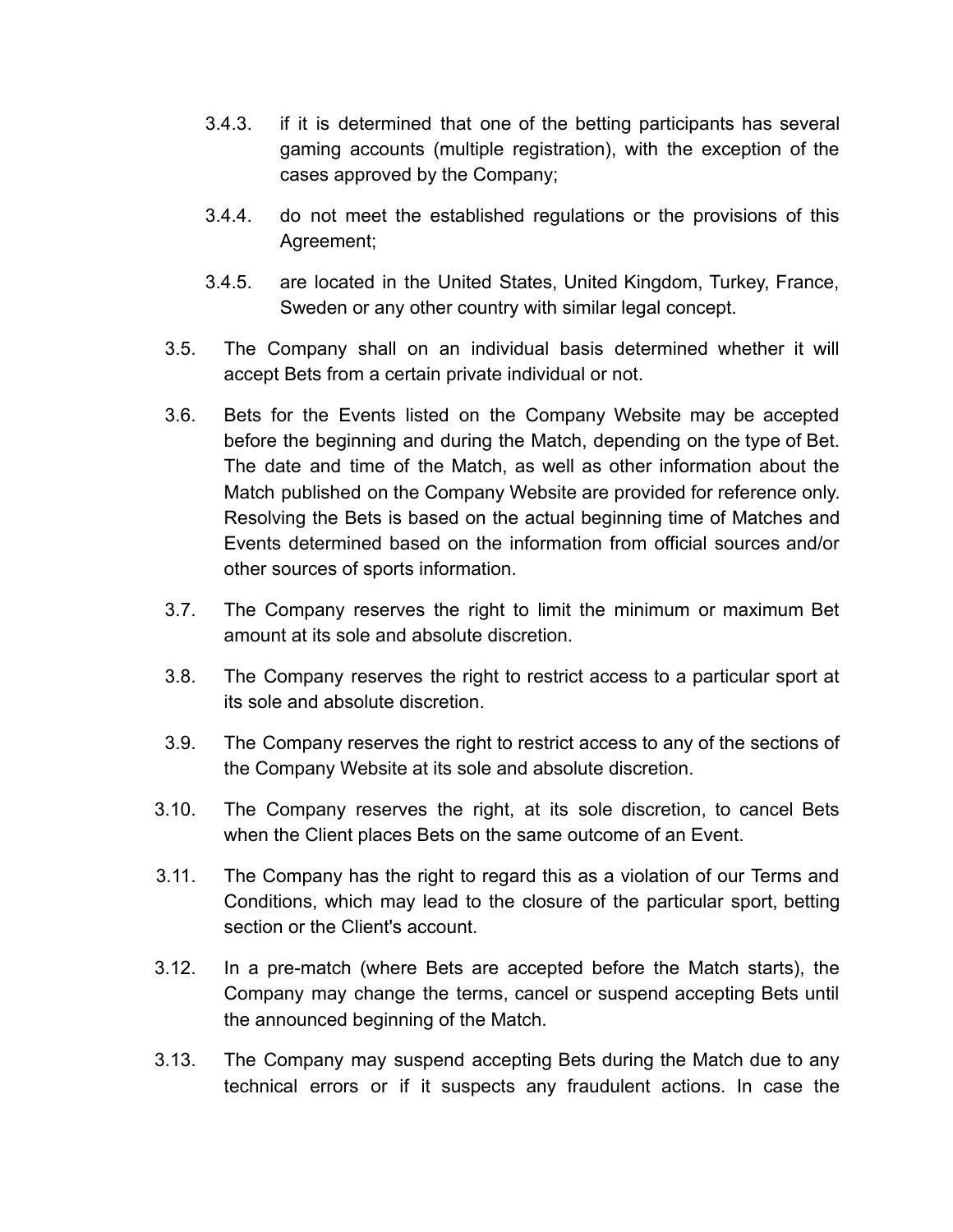3.4.3. if it is determined that one of the betting participants has several gaming accounts (multiple registration), with the exception of the cases approved by the Company;

3.4.4. do not meet the established regulations or the provisions of this Agreement;

3.4.5. are located in the United States, United Kingdom, Turkey, France, Sweden or any other country with similar legal concept.

3.5. The Company shall on an individual basis determined whether it will accept Bets from a certain private individual or not.

3.6. Bets for the Events listed on the Company Website may be accepted before the beginning and during the Match, depending on the type of Bet. The date and time of the Match, as well as other information about the Match published on the Company Website are provided for reference only. Resolving the Bets is based on the actual beginning time of Matches and Events determined based on the information from official sources and/or other sources of sports information.

3.7. The Company reserves the right to limit the minimum or maximum Bet amount at its sole and absolute discretion.

3.8. The Company reserves the right to restrict access to a particular sport at its sole and absolute discretion.

3.9. The Company reserves the right to restrict access to any of the sections of the Company Website at its sole and absolute discretion.

3.10. The Company reserves the right, at its sole discretion, to cancel Bets when the Client places Bets on the same outcome of an Event.

3.11. The Company has the right to regard this as a violation of our Terms and Conditions, which may lead to the closure of the particular sport, betting section or the Client's account.

3.12. In a pre-match (where Bets are accepted before the Match starts), the Company may change the terms, cancel or suspend accepting Bets until the announced beginning of the Match.

3.13. The Company may suspend accepting Bets during the Match due to any technical errors or if it suspects any fraudulent actions. In case the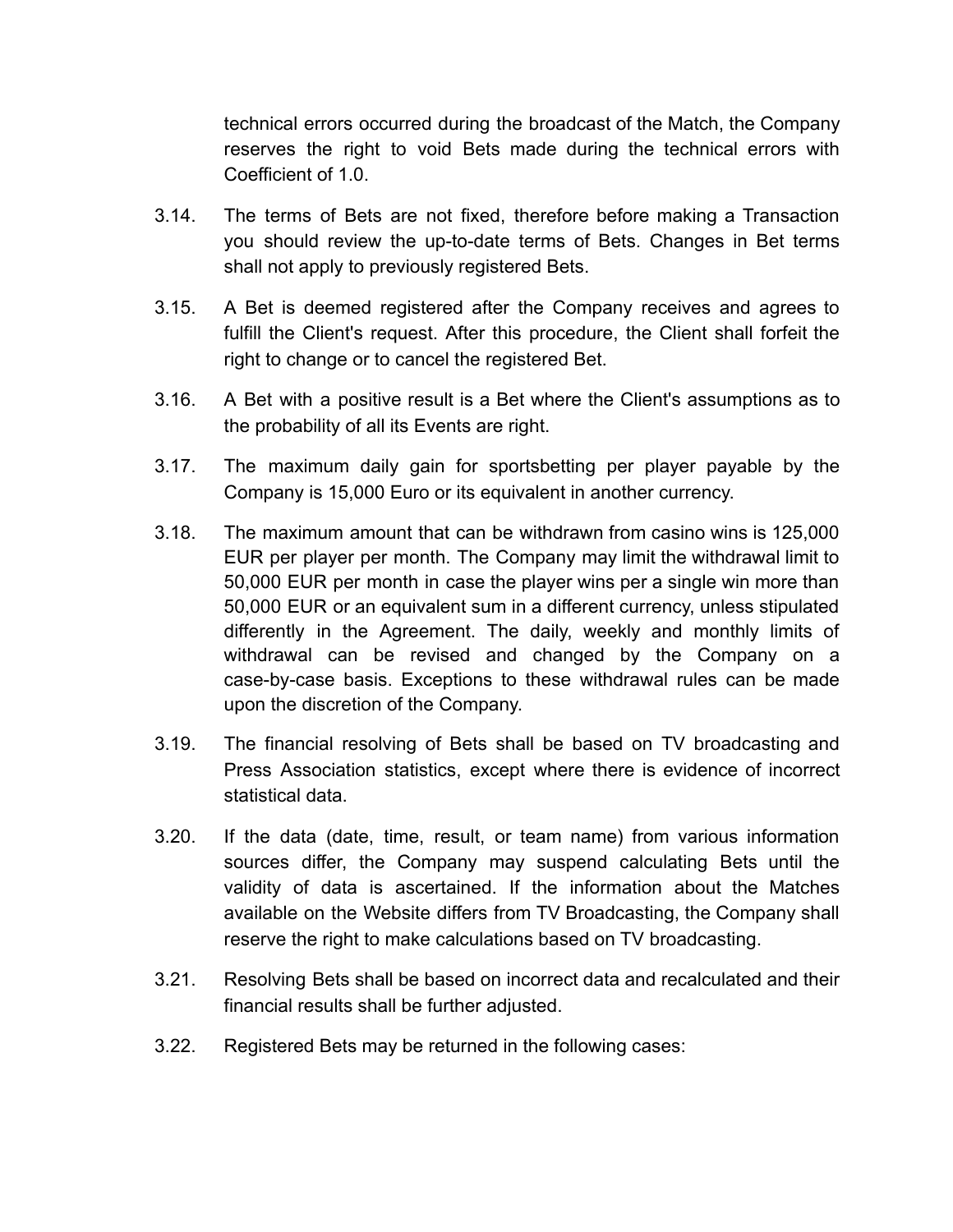technical errors occurred during the broadcast of the Match, the Company reserves the right to void Bets made during the technical errors with Coefficient of 1.0.

3.14. The terms of Bets are not fixed, therefore before making a Transaction you should review the up-to-date terms of Bets. Changes in Bet terms shall not apply to previously registered Bets.

3.15. A Bet is deemed registered after the Company receives and agrees to fulfill the Client's request. After this procedure, the Client shall forfeit the right to change or to cancel the registered Bet.

3.16. A Bet with a positive result is a Bet where the Client's assumptions as to the probability of all its Events are right.

3.17. The maximum daily gain for sportsbetting per player payable by the Company is 15,000 Euro or its equivalent in another currency.

3.18. The maximum amount that can be withdrawn from casino wins is 125,000 EUR per player per month. The Company may limit the withdrawal limit to 50,000 EUR per month in case the player wins per a single win more than 50,000 EUR or an equivalent sum in a different currency, unless stipulated differently in the Agreement. The daily, weekly and monthly limits of withdrawal can be revised and changed by the Company on a case-by-case basis. Exceptions to these withdrawal rules can be made upon the discretion of the Company.

3.19. The financial resolving of Bets shall be based on TV broadcasting and Press Association statistics, except where there is evidence of incorrect statistical data.

3.20. If the data (date, time, result, or team name) from various information sources differ, the Company may suspend calculating Bets until the validity of data is ascertained. If the information about the Matches available on the Website differs from TV Broadcasting, the Company shall reserve the right to make calculations based on TV broadcasting.

3.21. Resolving Bets shall be based on incorrect data and recalculated and their financial results shall be further adjusted.

3.22. Registered Bets may be returned in the following cases: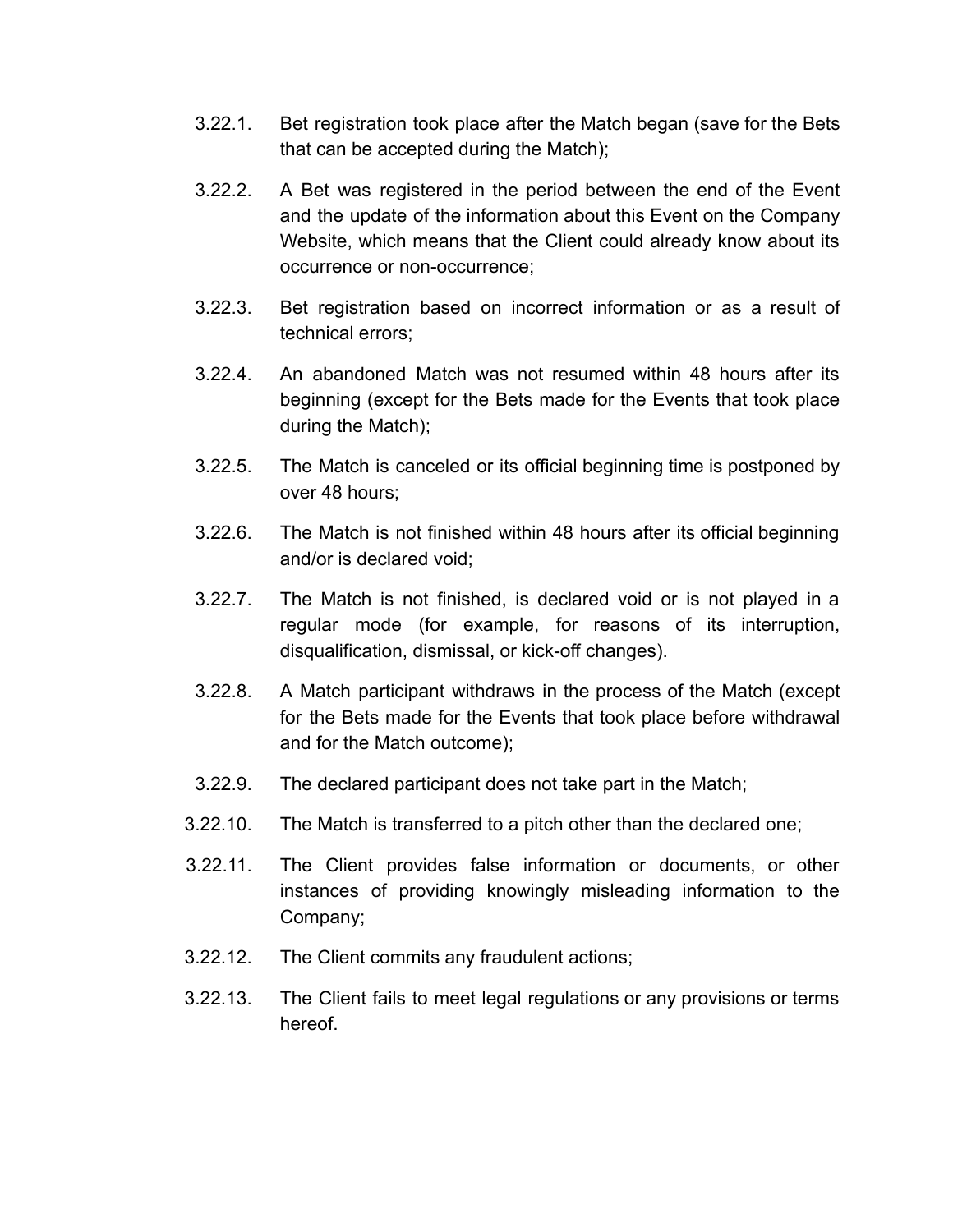3.22.1. Bet registration took place after the Match began (save for the Bets that can be accepted during the Match);

3.22.2. A Bet was registered in the period between the end of the Event and the update of the information about this Event on the Company Website, which means that the Client could already know about its occurrence or non-occurrence;

3.22.3. Bet registration based on incorrect information or as a result of technical errors;

3.22.4. An abandoned Match was not resumed within 48 hours after its beginning (except for the Bets made for the Events that took place during the Match);

3.22.5. The Match is canceled or its official beginning time is postponed by over 48 hours;

3.22.6. The Match is not finished within 48 hours after its official beginning and/or is declared void;

3.22.7. The Match is not finished, is declared void or is not played in a regular mode (for example, for reasons of its interruption, disqualification, dismissal, or kick-off changes).

3.22.8. A Match participant withdraws in the process of the Match (except for the Bets made for the Events that took place before withdrawal and for the Match outcome);

3.22.9. The declared participant does not take part in the Match;

3.22.10. The Match is transferred to a pitch other than the declared one;

3.22.11. The Client provides false information or documents, or other instances of providing knowingly misleading information to the Company;

3.22.12. The Client commits any fraudulent actions;

3.22.13. The Client fails to meet legal regulations or any provisions or terms hereof.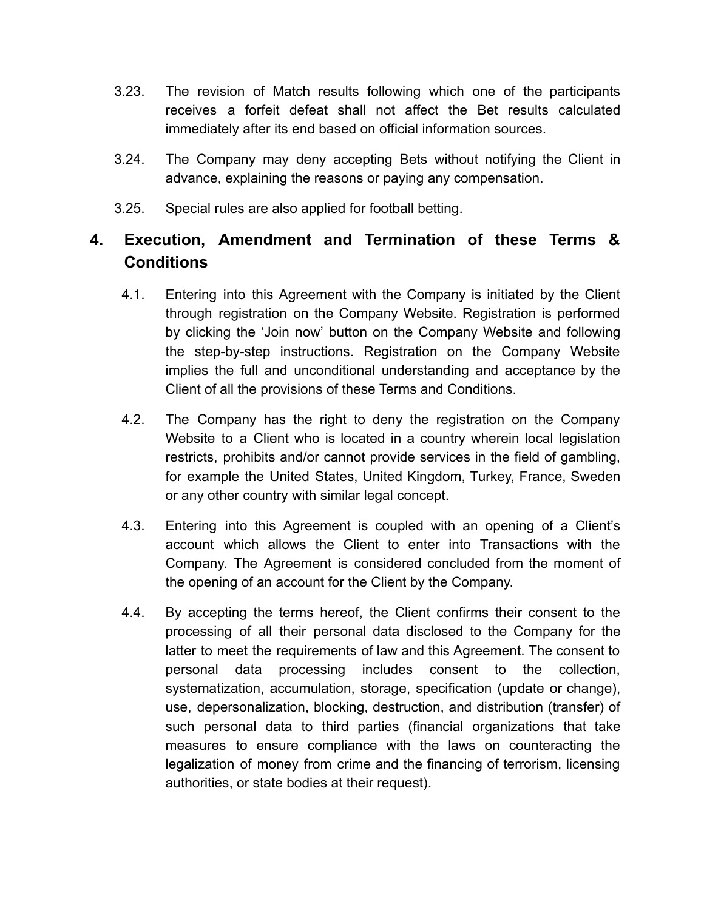3.23. The revision of Match results following which one of the participants receives a forfeit defeat shall not affect the Bet results calculated immediately after its end based on official information sources.

3.24. The Company may deny accepting Bets without notifying the Client in advance, explaining the reasons or paying any compensation.

3.25. Special rules are also applied for football betting.

## 4. Execution, Amendment and Termination of these Terms & Conditions

4.1. Entering into this Agreement with the Company is initiated by the Client through registration on the Company Website. Registration is performed by clicking the 'Join now' button on the Company Website and following the step-by-step instructions. Registration on the Company Website implies the full and unconditional understanding and acceptance by the Client of all the provisions of these Terms and Conditions.

4.2. The Company has the right to deny the registration on the Company Website to a Client who is located in a country wherein local legislation restricts, prohibits and/or cannot provide services in the field of gambling, for example the United States, United Kingdom, Turkey, France, Sweden or any other country with similar legal concept.

4.3. Entering into this Agreement is coupled with an opening of a Client's account which allows the Client to enter into Transactions with the Company. The Agreement is considered concluded from the moment of the opening of an account for the Client by the Company.

4.4. By accepting the terms hereof, the Client confirms their consent to the processing of all their personal data disclosed to the Company for the latter to meet the requirements of law and this Agreement. The consent to personal data processing includes consent to the collection, systematization, accumulation, storage, specification (update or change), use, depersonalization, blocking, destruction, and distribution (transfer) of such personal data to third parties (financial organizations that take measures to ensure compliance with the laws on counteracting the legalization of money from crime and the financing of terrorism, licensing authorities, or state bodies at their request).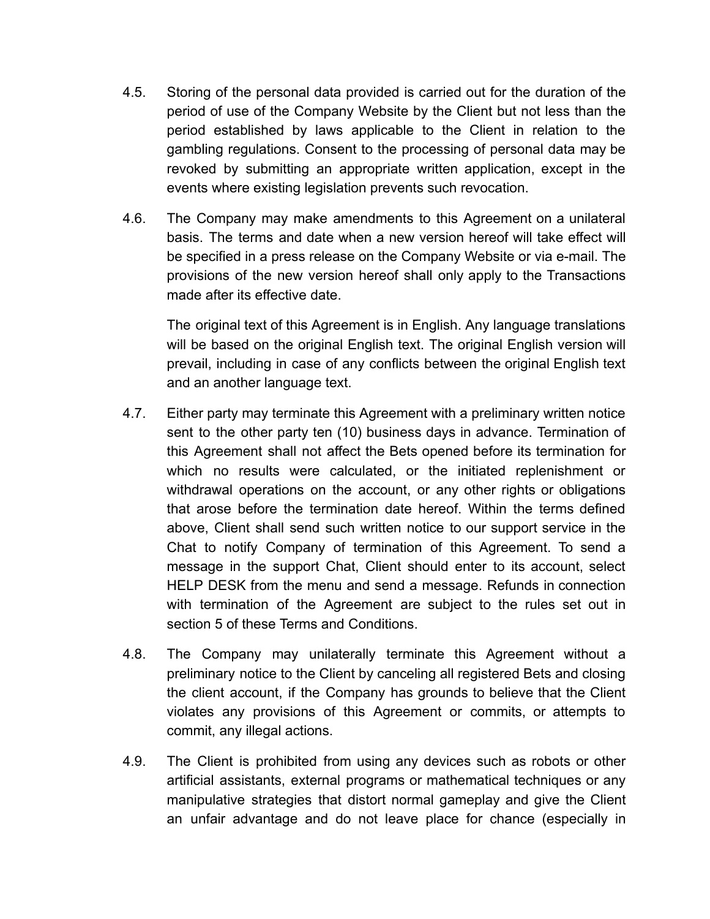4.5. Storing of the personal data provided is carried out for the duration of the period of use of the Company Website by the Client but not less than the period established by laws applicable to the Client in relation to the gambling regulations. Consent to the processing of personal data may be revoked by submitting an appropriate written application, except in the events where existing legislation prevents such revocation.

4.6. The Company may make amendments to this Agreement on a unilateral basis. The terms and date when a new version hereof will take effect will be specified in a press release on the Company Website or via e-mail. The provisions of the new version hereof shall only apply to the Transactions made after its effective date.

The original text of this Agreement is in English. Any language translations will be based on the original English text. The original English version will prevail, including in case of any conflicts between the original English text and an another language text.

4.7. Either party may terminate this Agreement with a preliminary written notice sent to the other party ten (10) business days in advance. Termination of this Agreement shall not affect the Bets opened before its termination for which no results were calculated, or the initiated replenishment or withdrawal operations on the account, or any other rights or obligations that arose before the termination date hereof. Within the terms defined above, Client shall send such written notice to our support service in the Chat to notify Company of termination of this Agreement. To send a message in the support Chat, Client should enter to its account, select HELP DESK from the menu and send a message. Refunds in connection with termination of the Agreement are subject to the rules set out in section 5 of these Terms and Conditions.

4.8. The Company may unilaterally terminate this Agreement without a preliminary notice to the Client by canceling all registered Bets and closing the client account, if the Company has grounds to believe that the Client violates any provisions of this Agreement or commits, or attempts to commit, any illegal actions.

4.9. The Client is prohibited from using any devices such as robots or other artificial assistants, external programs or mathematical techniques or any manipulative strategies that distort normal gameplay and give the Client an unfair advantage and do not leave place for chance (especially in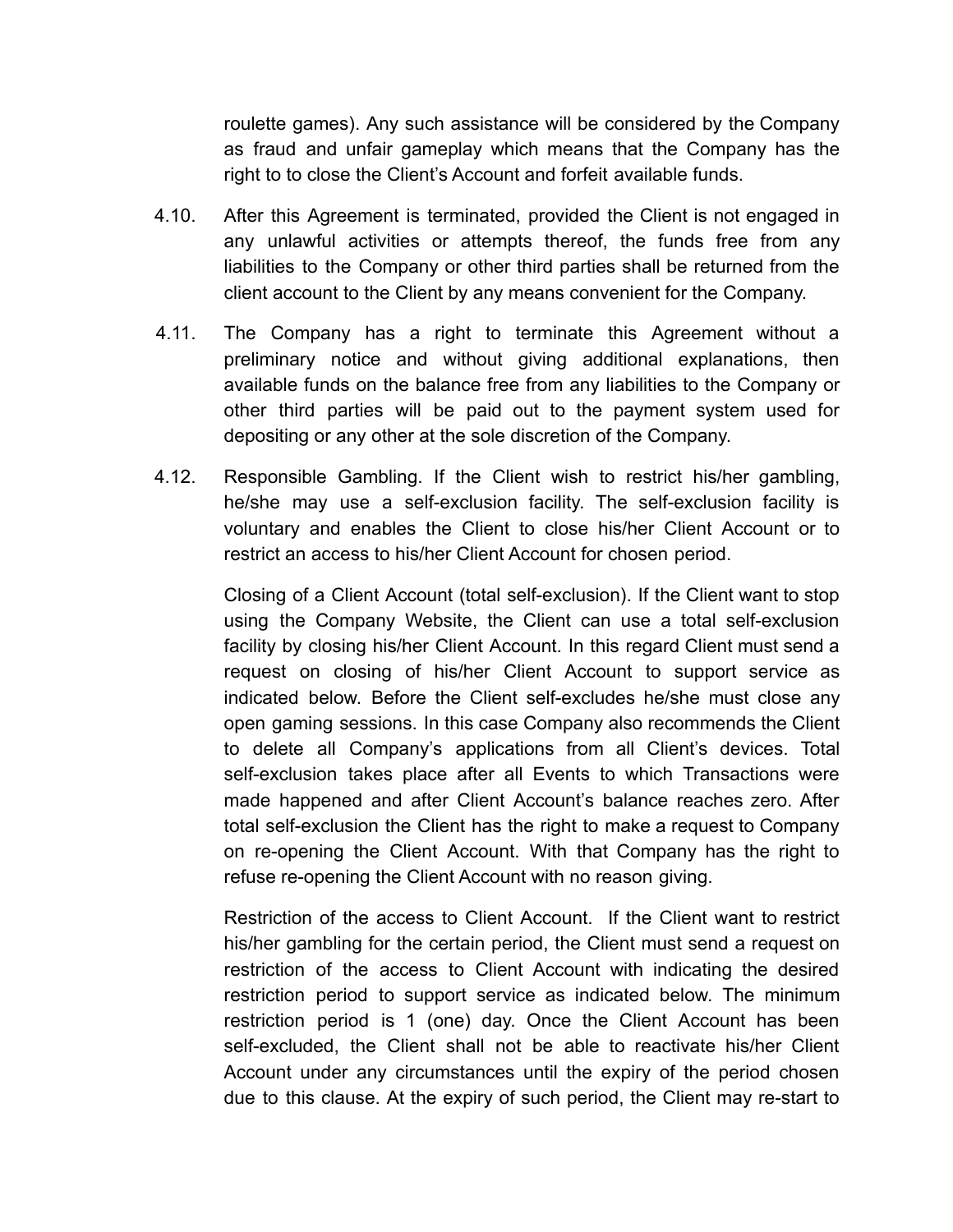roulette games). Any such assistance will be considered by the Company as fraud and unfair gameplay which means that the Company has the right to to close the Client's Account and forfeit available funds.

4.10. After this Agreement is terminated, provided the Client is not engaged in any unlawful activities or attempts thereof, the funds free from any liabilities to the Company or other third parties shall be returned from the client account to the Client by any means convenient for the Company.

4.11. The Company has a right to terminate this Agreement without a preliminary notice and without giving additional explanations, then available funds on the balance free from any liabilities to the Company or other third parties will be paid out to the payment system used for depositing or any other at the sole discretion of the Company.

4.12. Responsible Gambling. If the Client wish to restrict his/her gambling, he/she may use a self-exclusion facility. The self-exclusion facility is voluntary and enables the Client to close his/her Client Account or to restrict an access to his/her Client Account for chosen period.

Closing of a Client Account (total self-exclusion). If the Client want to stop using the Company Website, the Client can use a total self-exclusion facility by closing his/her Client Account. In this regard Client must send a request on closing of his/her Client Account to support service as indicated below. Before the Client self-excludes he/she must close any open gaming sessions. In this case Company also recommends the Client to delete all Company's applications from all Client's devices. Total self-exclusion takes place after all Events to which Transactions were made happened and after Client Account's balance reaches zero. After total self-exclusion the Client has the right to make a request to Company on re-opening the Client Account. With that Company has the right to refuse re-opening the Client Account with no reason giving.

Restriction of the access to Client Account. If the Client want to restrict his/her gambling for the certain period, the Client must send a request on restriction of the access to Client Account with indicating the desired restriction period to support service as indicated below. The minimum restriction period is 1 (one) day. Once the Client Account has been self-excluded, the Client shall not be able to reactivate his/her Client Account under any circumstances until the expiry of the period chosen due to this clause. At the expiry of such period, the Client may re-start to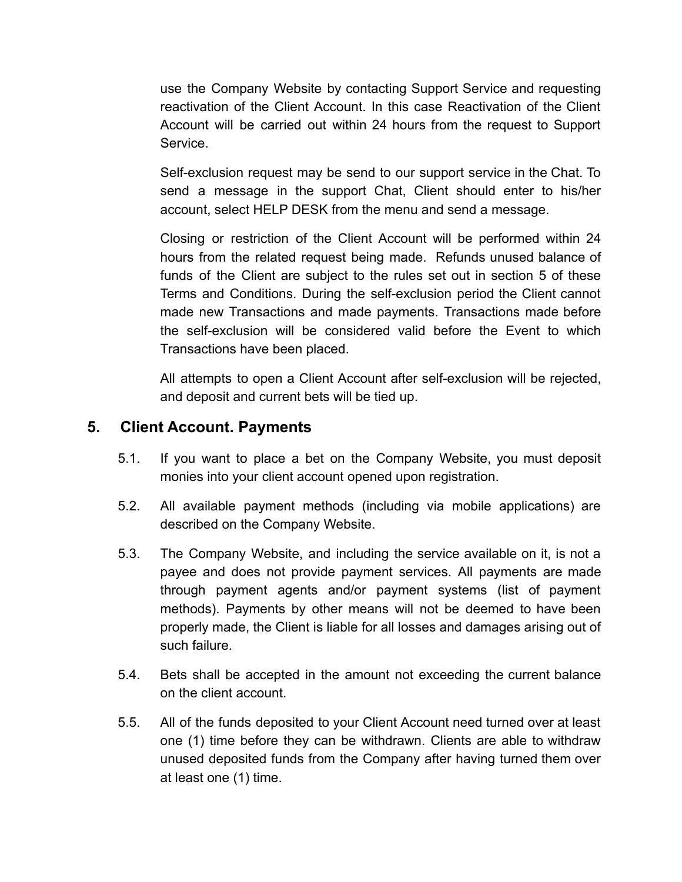use the Company Website by contacting Support Service and requesting reactivation of the Client Account. In this case Reactivation of the Client Account will be carried out within 24 hours from the request to Support Service.

Self-exclusion request may be send to our support service in the Chat. To send a message in the support Chat, Client should enter to his/her account, select HELP DESK from the menu and send a message.

Closing or restriction of the Client Account will be performed within 24 hours from the related request being made. Refunds unused balance of funds of the Client are subject to the rules set out in section 5 of these Terms and Conditions. During the self-exclusion period the Client cannot made new Transactions and made payments. Transactions made before the self-exclusion will be considered valid before the Event to which Transactions have been placed.

All attempts to open a Client Account after self-exclusion will be rejected, and deposit and current bets will be tied up.

## 5. Client Account. Payments

5.1. If you want to place a bet on the Company Website, you must deposit monies into your client account opened upon registration.

5.2. All available payment methods (including via mobile applications) are described on the Company Website.

5.3. The Company Website, and including the service available on it, is not a payee and does not provide payment services. All payments are made through payment agents and/or payment systems (list of payment methods). Payments by other means will not be deemed to have been properly made, the Client is liable for all losses and damages arising out of such failure.

5.4. Bets shall be accepted in the amount not exceeding the current balance on the client account.

5.5. All of the funds deposited to your Client Account need turned over at least one (1) time before they can be withdrawn. Clients are able to withdraw unused deposited funds from the Company after having turned them over at least one (1) time.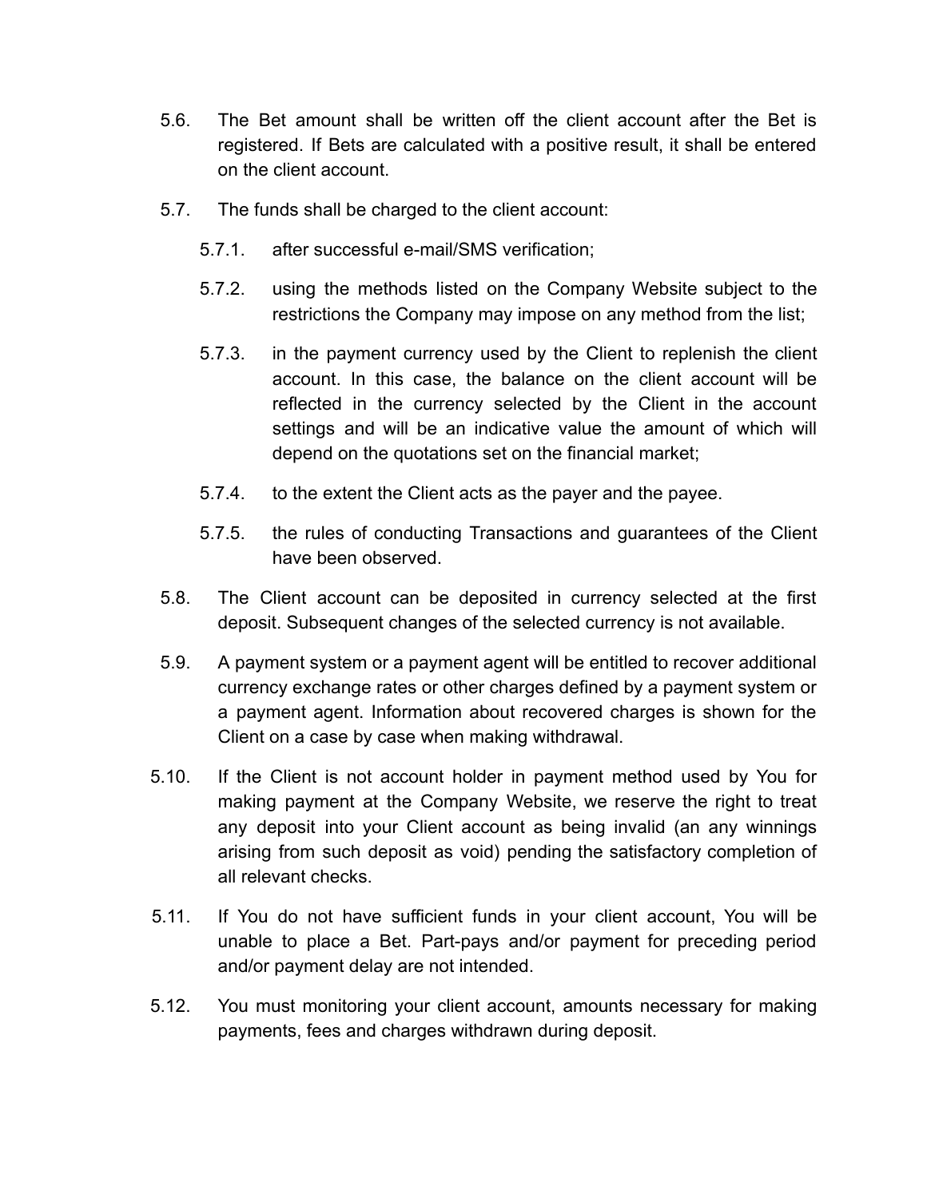5.6. The Bet amount shall be written off the client account after the Bet is registered. If Bets are calculated with a positive result, it shall be entered on the client account.

5.7. The funds shall be charged to the client account:

  5.7.1. after successful e-mail/SMS verification;

  5.7.2. using the methods listed on the Company Website subject to the restrictions the Company may impose on any method from the list;

  5.7.3. in the payment currency used by the Client to replenish the client account. In this case, the balance on the client account will be reflected in the currency selected by the Client in the account settings and will be an indicative value the amount of which will depend on the quotations set on the financial market;

  5.7.4. to the extent the Client acts as the payer and the payee.

  5.7.5. the rules of conducting Transactions and guarantees of the Client have been observed.

5.8. The Client account can be deposited in currency selected at the first deposit. Subsequent changes of the selected currency is not available.

5.9. A payment system or a payment agent will be entitled to recover additional currency exchange rates or other charges defined by a payment system or a payment agent. Information about recovered charges is shown for the Client on a case by case when making withdrawal.

5.10. If the Client is not account holder in payment method used by You for making payment at the Company Website, we reserve the right to treat any deposit into your Client account as being invalid (an any winnings arising from such deposit as void) pending the satisfactory completion of all relevant checks.

5.11. If You do not have sufficient funds in your client account, You will be unable to place a Bet. Part-pays and/or payment for preceding period and/or payment delay are not intended.

5.12. You must monitoring your client account, amounts necessary for making payments, fees and charges withdrawn during deposit.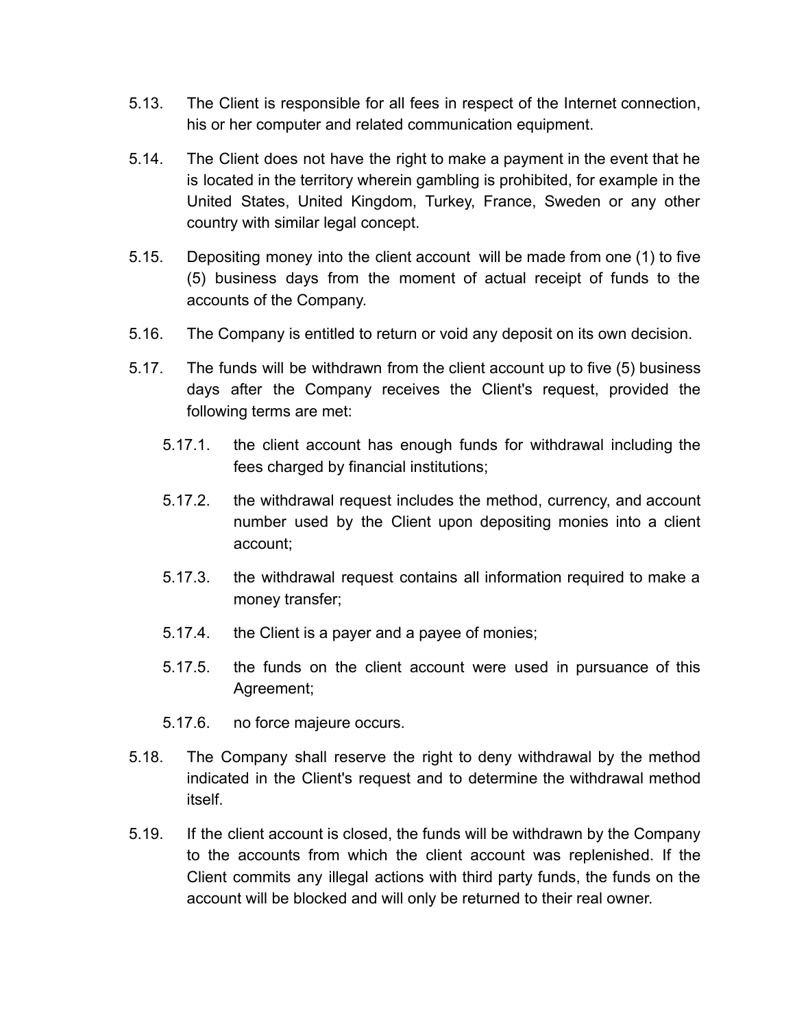5.13. The Client is responsible for all fees in respect of the Internet connection, his or her computer and related communication equipment.

5.14. The Client does not have the right to make a payment in the event that he is located in the territory wherein gambling is prohibited, for example in the United States, United Kingdom, Turkey, France, Sweden or any other country with similar legal concept.

5.15. Depositing money into the client account will be made from one (1) to five (5) business days from the moment of actual receipt of funds to the accounts of the Company.

5.16. The Company is entitled to return or void any deposit on its own decision.

5.17. The funds will be withdrawn from the client account up to five (5) business days after the Company receives the Client's request, provided the following terms are met:

- 5.17.1. the client account has enough funds for withdrawal including the fees charged by financial institutions;
- 5.17.2. the withdrawal request includes the method, currency, and account number used by the Client upon depositing monies into a client account;
- 5.17.3. the withdrawal request contains all information required to make a money transfer;
- 5.17.4. the Client is a payer and a payee of monies;
- 5.17.5. the funds on the client account were used in pursuance of this Agreement;
- 5.17.6. no force majeure occurs.

5.18. The Company shall reserve the right to deny withdrawal by the method indicated in the Client's request and to determine the withdrawal method itself.

5.19. If the client account is closed, the funds will be withdrawn by the Company to the accounts from which the client account was replenished. If the Client commits any illegal actions with third party funds, the funds on the account will be blocked and will only be returned to their real owner.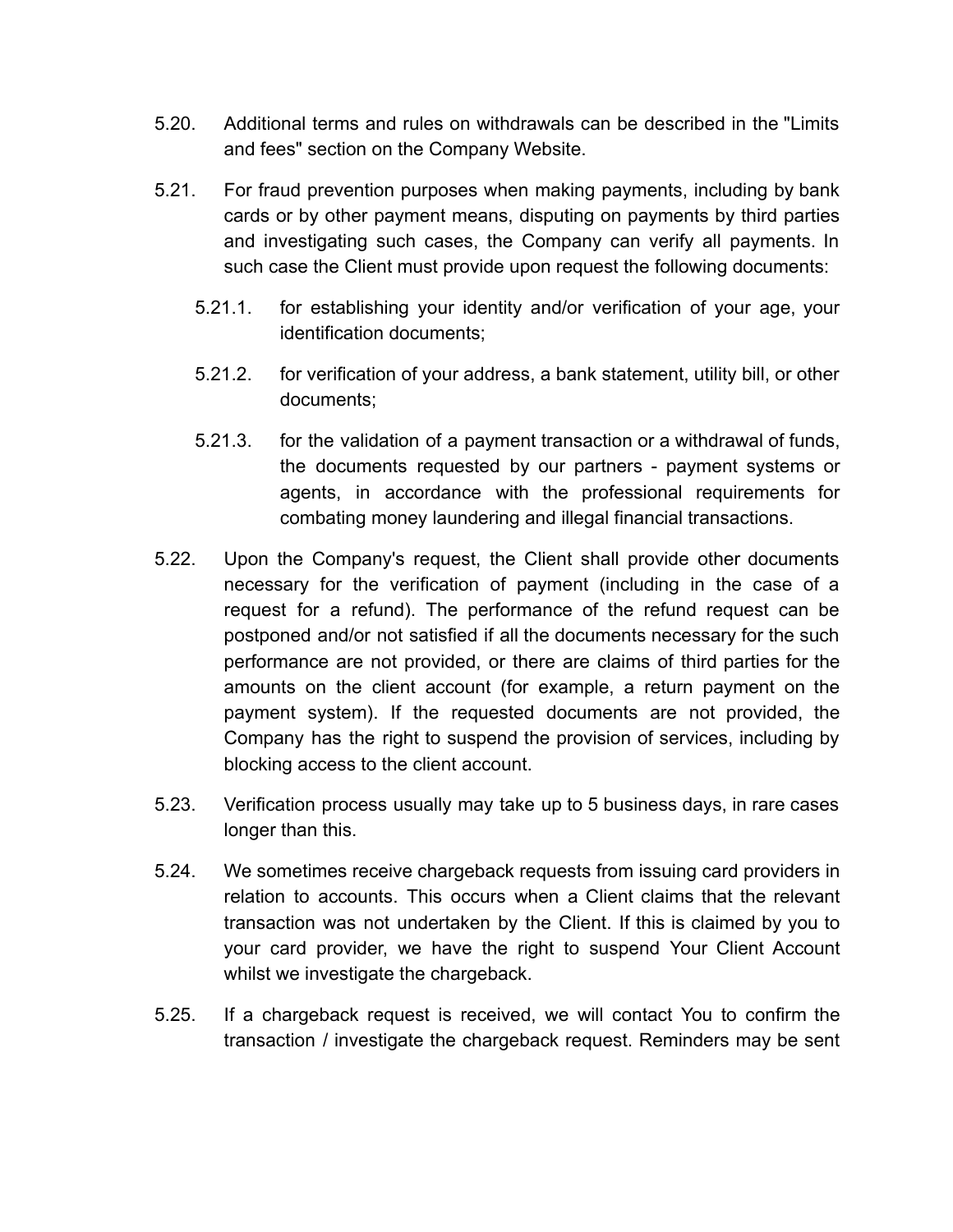5.20. Additional terms and rules on withdrawals can be described in the "Limits and fees" section on the Company Website.

5.21. For fraud prevention purposes when making payments, including by bank cards or by other payment means, disputing on payments by third parties and investigating such cases, the Company can verify all payments. In such case the Client must provide upon request the following documents:

   5.21.1. for establishing your identity and/or verification of your age, your identification documents;

   5.21.2. for verification of your address, a bank statement, utility bill, or other documents;

   5.21.3. for the validation of a payment transaction or a withdrawal of funds, the documents requested by our partners - payment systems or agents, in accordance with the professional requirements for combating money laundering and illegal financial transactions.

5.22. Upon the Company's request, the Client shall provide other documents necessary for the verification of payment (including in the case of a request for a refund). The performance of the refund request can be postponed and/or not satisfied if all the documents necessary for the such performance are not provided, or there are claims of third parties for the amounts on the client account (for example, a return payment on the payment system). If the requested documents are not provided, the Company has the right to suspend the provision of services, including by blocking access to the client account.

5.23. Verification process usually may take up to 5 business days, in rare cases longer than this.

5.24. We sometimes receive chargeback requests from issuing card providers in relation to accounts. This occurs when a Client claims that the relevant transaction was not undertaken by the Client. If this is claimed by you to your card provider, we have the right to suspend Your Client Account whilst we investigate the chargeback.

5.25. If a chargeback request is received, we will contact You to confirm the transaction / investigate the chargeback request. Reminders may be sent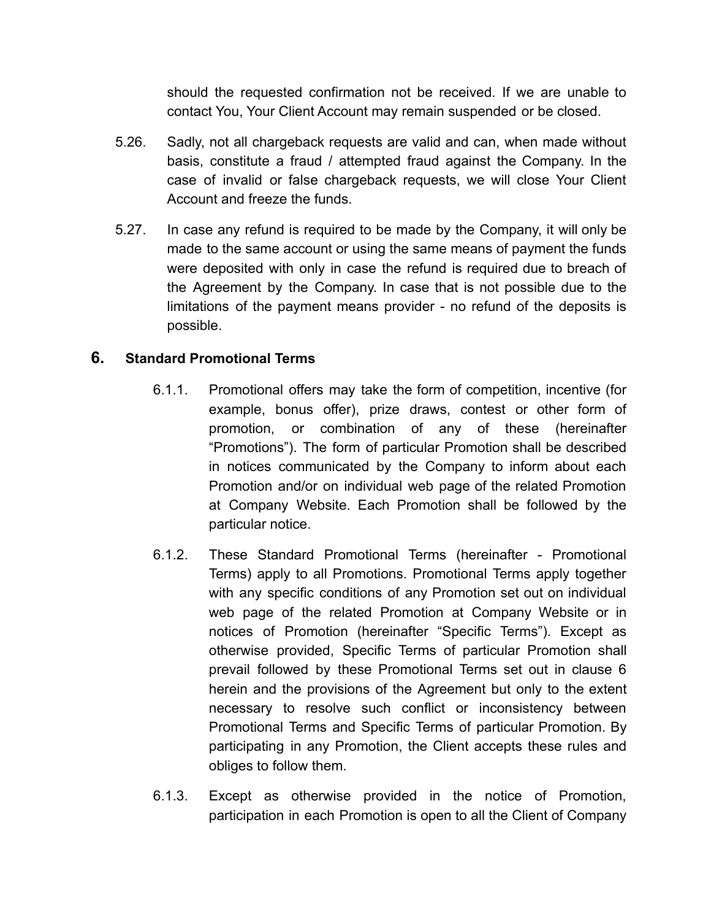should the requested confirmation not be received. If we are unable to contact You, Your Client Account may remain suspended or be closed.

5.26. Sadly, not all chargeback requests are valid and can, when made without basis, constitute a fraud / attempted fraud against the Company. In the case of invalid or false chargeback requests, we will close Your Client Account and freeze the funds.

5.27. In case any refund is required to be made by the Company, it will only be made to the same account or using the same means of payment the funds were deposited with only in case the refund is required due to breach of the Agreement by the Company. In case that is not possible due to the limitations of the payment means provider - no refund of the deposits is possible.

## 6. Standard Promotional Terms

6.1.1. Promotional offers may take the form of competition, incentive (for example, bonus offer), prize draws, contest or other form of promotion, or combination of any of these (hereinafter "Promotions"). The form of particular Promotion shall be described in notices communicated by the Company to inform about each Promotion and/or on individual web page of the related Promotion at Company Website. Each Promotion shall be followed by the particular notice.

6.1.2. These Standard Promotional Terms (hereinafter - Promotional Terms) apply to all Promotions. Promotional Terms apply together with any specific conditions of any Promotion set out on individual web page of the related Promotion at Company Website or in notices of Promotion (hereinafter "Specific Terms"). Except as otherwise provided, Specific Terms of particular Promotion shall prevail followed by these Promotional Terms set out in clause 6 herein and the provisions of the Agreement but only to the extent necessary to resolve such conflict or inconsistency between Promotional Terms and Specific Terms of particular Promotion. By participating in any Promotion, the Client accepts these rules and obliges to follow them.

6.1.3. Except as otherwise provided in the notice of Promotion, participation in each Promotion is open to all the Client of Company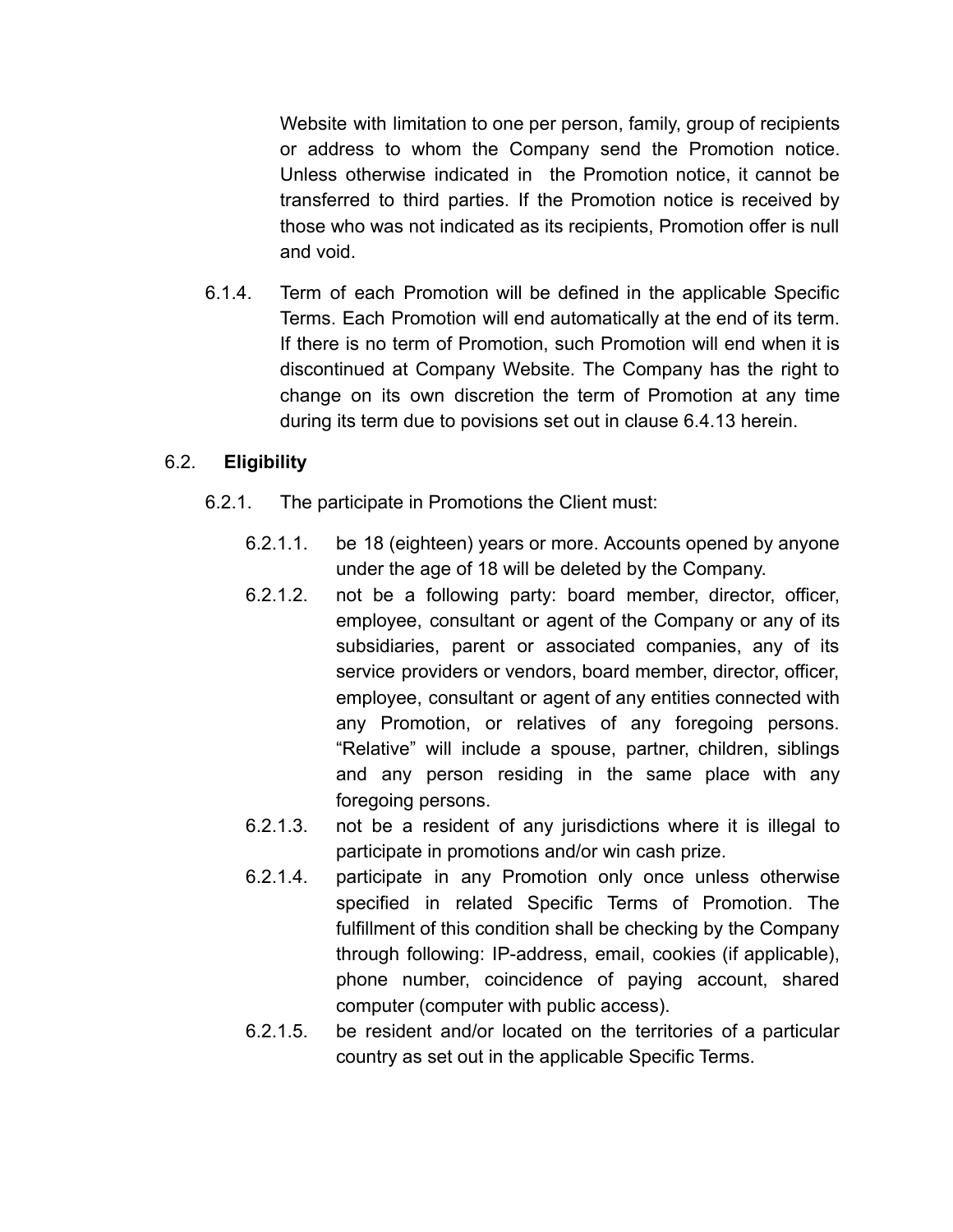Website with limitation to one per person, family, group of recipients or address to whom the Company send the Promotion notice. Unless otherwise indicated in the Promotion notice, it cannot be transferred to third parties. If the Promotion notice is received by those who was not indicated as its recipients, Promotion offer is null and void.

6.1.4. Term of each Promotion will be defined in the applicable Specific Terms. Each Promotion will end automatically at the end of its term. If there is no term of Promotion, such Promotion will end when it is discontinued at Company Website. The Company has the right to change on its own discretion the term of Promotion at any time during its term due to povisions set out in clause 6.4.13 herein.

6.2. **Eligibility**

6.2.1. The participate in Promotions the Client must:

6.2.1.1. be 18 (eighteen) years or more. Accounts opened by anyone under the age of 18 will be deleted by the Company.

6.2.1.2. not be a following party: board member, director, officer, employee, consultant or agent of the Company or any of its subsidiaries, parent or associated companies, any of its service providers or vendors, board member, director, officer, employee, consultant or agent of any entities connected with any Promotion, or relatives of any foregoing persons. "Relative" will include a spouse, partner, children, siblings and any person residing in the same place with any foregoing persons.

6.2.1.3. not be a resident of any jurisdictions where it is illegal to participate in promotions and/or win cash prize.

6.2.1.4. participate in any Promotion only once unless otherwise specified in related Specific Terms of Promotion. The fulfillment of this condition shall be checking by the Company through following: IP-address, email, cookies (if applicable), phone number, coincidence of paying account, shared computer (computer with public access).

6.2.1.5. be resident and/or located on the territories of a particular country as set out in the applicable Specific Terms.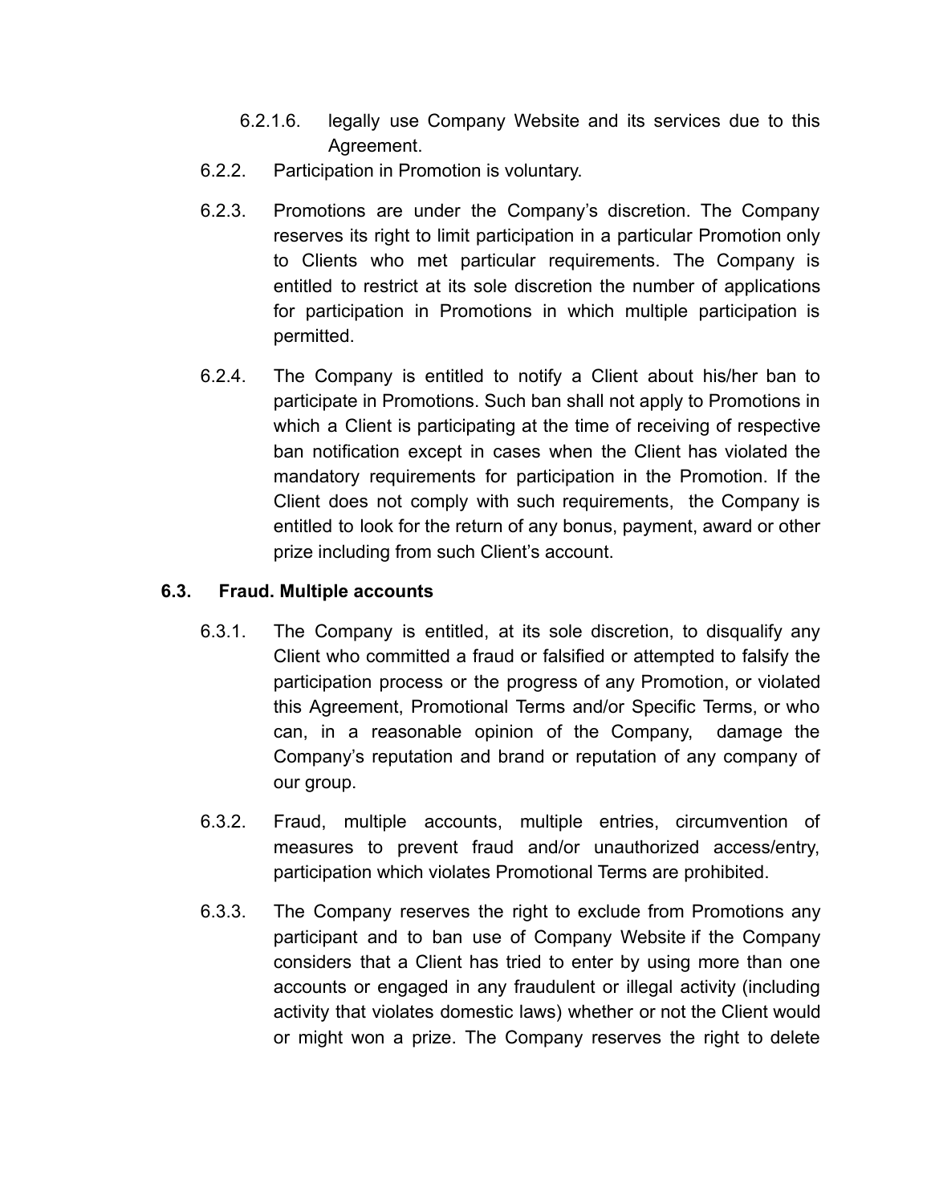6.2.1.6. legally use Company Website and its services due to this Agreement.

6.2.2. Participation in Promotion is voluntary.

6.2.3. Promotions are under the Company's discretion. The Company reserves its right to limit participation in a particular Promotion only to Clients who met particular requirements. The Company is entitled to restrict at its sole discretion the number of applications for participation in Promotions in which multiple participation is permitted.

6.2.4. The Company is entitled to notify a Client about his/her ban to participate in Promotions. Such ban shall not apply to Promotions in which a Client is participating at the time of receiving of respective ban notification except in cases when the Client has violated the mandatory requirements for participation in the Promotion. If the Client does not comply with such requirements, the Company is entitled to look for the return of any bonus, payment, award or other prize including from such Client's account.

### 6.3. Fraud. Multiple accounts

6.3.1. The Company is entitled, at its sole discretion, to disqualify any Client who committed a fraud or falsified or attempted to falsify the participation process or the progress of any Promotion, or violated this Agreement, Promotional Terms and/or Specific Terms, or who can, in a reasonable opinion of the Company, damage the Company's reputation and brand or reputation of any company of our group.

6.3.2. Fraud, multiple accounts, multiple entries, circumvention of measures to prevent fraud and/or unauthorized access/entry, participation which violates Promotional Terms are prohibited.

6.3.3. The Company reserves the right to exclude from Promotions any participant and to ban use of Company Website if the Company considers that a Client has tried to enter by using more than one accounts or engaged in any fraudulent or illegal activity (including activity that violates domestic laws) whether or not the Client would or might won a prize. The Company reserves the right to delete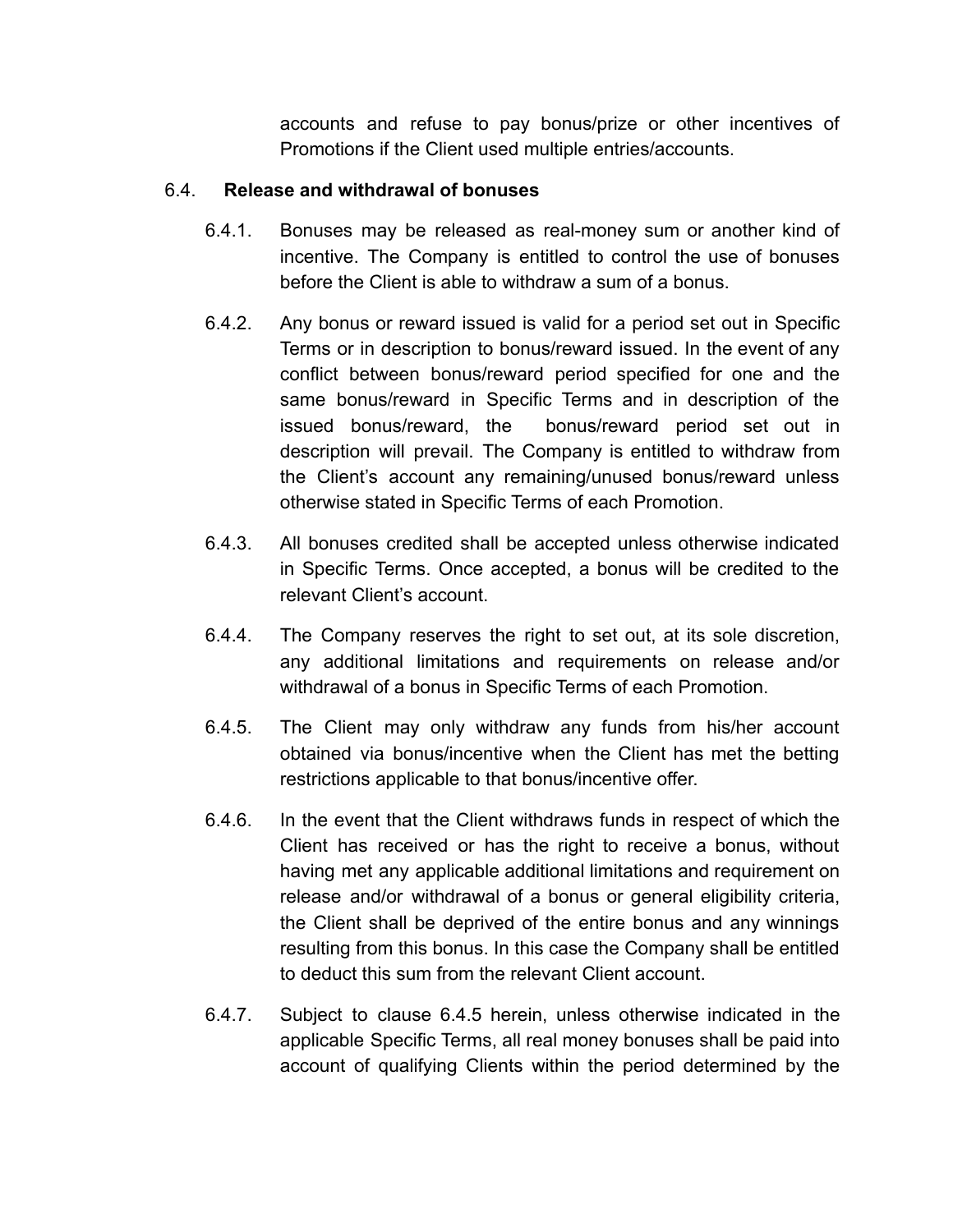accounts and refuse to pay bonus/prize or other incentives of Promotions if the Client used multiple entries/accounts.

6.4. **Release and withdrawal of bonuses**

6.4.1. Bonuses may be released as real-money sum or another kind of incentive. The Company is entitled to control the use of bonuses before the Client is able to withdraw a sum of a bonus.

6.4.2. Any bonus or reward issued is valid for a period set out in Specific Terms or in description to bonus/reward issued. In the event of any conflict between bonus/reward period specified for one and the same bonus/reward in Specific Terms and in description of the issued bonus/reward, the bonus/reward period set out in description will prevail. The Company is entitled to withdraw from the Client's account any remaining/unused bonus/reward unless otherwise stated in Specific Terms of each Promotion.

6.4.3. All bonuses credited shall be accepted unless otherwise indicated in Specific Terms. Once accepted, a bonus will be credited to the relevant Client's account.

6.4.4. The Company reserves the right to set out, at its sole discretion, any additional limitations and requirements on release and/or withdrawal of a bonus in Specific Terms of each Promotion.

6.4.5. The Client may only withdraw any funds from his/her account obtained via bonus/incentive when the Client has met the betting restrictions applicable to that bonus/incentive offer.

6.4.6. In the event that the Client withdraws funds in respect of which the Client has received or has the right to receive a bonus, without having met any applicable additional limitations and requirement on release and/or withdrawal of a bonus or general eligibility criteria, the Client shall be deprived of the entire bonus and any winnings resulting from this bonus. In this case the Company shall be entitled to deduct this sum from the relevant Client account.

6.4.7. Subject to clause 6.4.5 herein, unless otherwise indicated in the applicable Specific Terms, all real money bonuses shall be paid into account of qualifying Clients within the period determined by the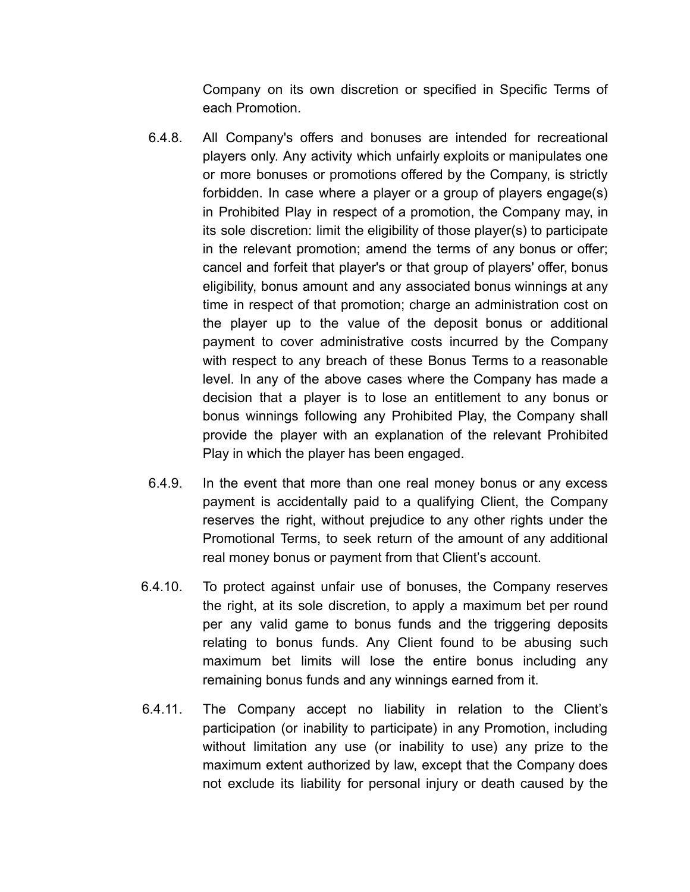Company on its own discretion or specified in Specific Terms of each Promotion.

6.4.8. All Company's offers and bonuses are intended for recreational players only. Any activity which unfairly exploits or manipulates one or more bonuses or promotions offered by the Company, is strictly forbidden. In case where a player or a group of players engage(s) in Prohibited Play in respect of a promotion, the Company may, in its sole discretion: limit the eligibility of those player(s) to participate in the relevant promotion; amend the terms of any bonus or offer; cancel and forfeit that player's or that group of players' offer, bonus eligibility, bonus amount and any associated bonus winnings at any time in respect of that promotion; charge an administration cost on the player up to the value of the deposit bonus or additional payment to cover administrative costs incurred by the Company with respect to any breach of these Bonus Terms to a reasonable level. In any of the above cases where the Company has made a decision that a player is to lose an entitlement to any bonus or bonus winnings following any Prohibited Play, the Company shall provide the player with an explanation of the relevant Prohibited Play in which the player has been engaged.

6.4.9. In the event that more than one real money bonus or any excess payment is accidentally paid to a qualifying Client, the Company reserves the right, without prejudice to any other rights under the Promotional Terms, to seek return of the amount of any additional real money bonus or payment from that Client's account.

6.4.10. To protect against unfair use of bonuses, the Company reserves the right, at its sole discretion, to apply a maximum bet per round per any valid game to bonus funds and the triggering deposits relating to bonus funds. Any Client found to be abusing such maximum bet limits will lose the entire bonus including any remaining bonus funds and any winnings earned from it.

6.4.11. The Company accept no liability in relation to the Client's participation (or inability to participate) in any Promotion, including without limitation any use (or inability to use) any prize to the maximum extent authorized by law, except that the Company does not exclude its liability for personal injury or death caused by the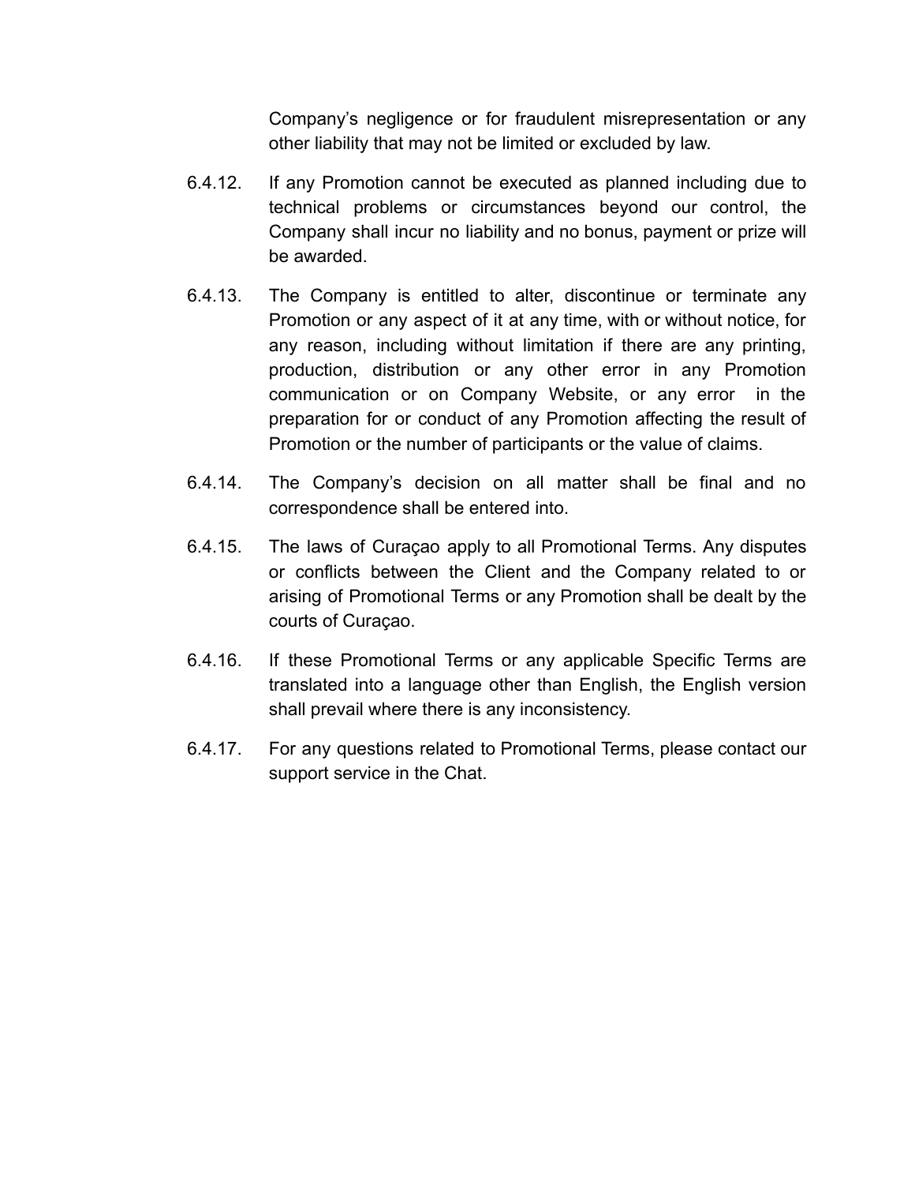Company’s negligence or for fraudulent misrepresentation or any other liability that may not be limited or excluded by law.

6.4.12. If any Promotion cannot be executed as planned including due to technical problems or circumstances beyond our control, the Company shall incur no liability and no bonus, payment or prize will be awarded.

6.4.13. The Company is entitled to alter, discontinue or terminate any Promotion or any aspect of it at any time, with or without notice, for any reason, including without limitation if there are any printing, production, distribution or any other error in any Promotion communication or on Company Website, or any error in the preparation for or conduct of any Promotion affecting the result of Promotion or the number of participants or the value of claims.

6.4.14. The Company’s decision on all matter shall be final and no correspondence shall be entered into.

6.4.15. The laws of Curaçao apply to all Promotional Terms. Any disputes or conflicts between the Client and the Company related to or arising of Promotional Terms or any Promotion shall be dealt by the courts of Curaçao.

6.4.16. If these Promotional Terms or any applicable Specific Terms are translated into a language other than English, the English version shall prevail where there is any inconsistency.

6.4.17. For any questions related to Promotional Terms, please contact our support service in the Chat.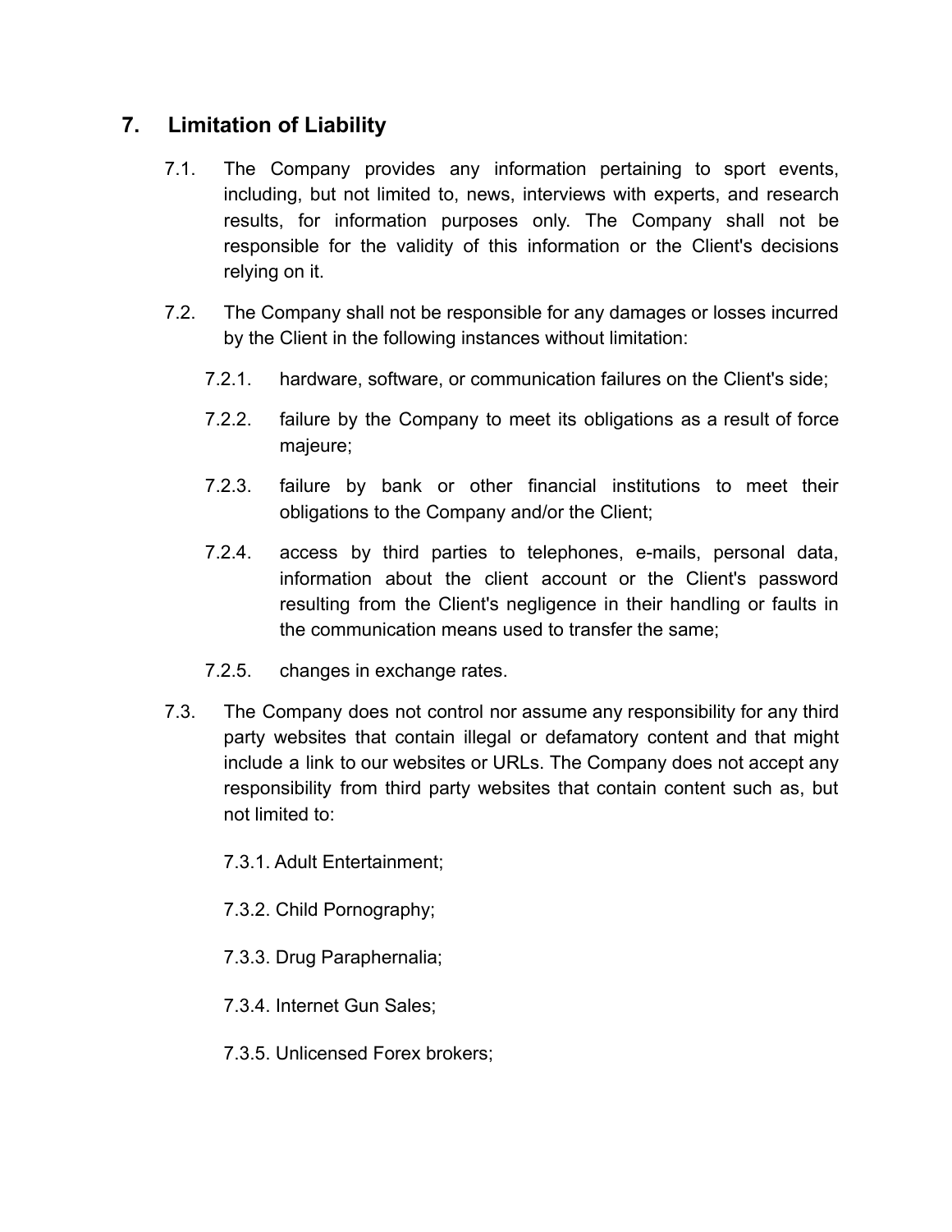## 7. Limitation of Liability

7.1. The Company provides any information pertaining to sport events, including, but not limited to, news, interviews with experts, and research results, for information purposes only. The Company shall not be responsible for the validity of this information or the Client's decisions relying on it.

7.2. The Company shall not be responsible for any damages or losses incurred by the Client in the following instances without limitation:

7.2.1. hardware, software, or communication failures on the Client's side;

7.2.2. failure by the Company to meet its obligations as a result of force majeure;

7.2.3. failure by bank or other financial institutions to meet their obligations to the Company and/or the Client;

7.2.4. access by third parties to telephones, e-mails, personal data, information about the client account or the Client's password resulting from the Client's negligence in their handling or faults in the communication means used to transfer the same;

7.2.5. changes in exchange rates.

7.3. The Company does not control nor assume any responsibility for any third party websites that contain illegal or defamatory content and that might include a link to our websites or URLs. The Company does not accept any responsibility from third party websites that contain content such as, but not limited to:

7.3.1. Adult Entertainment;

7.3.2. Child Pornography;

7.3.3. Drug Paraphernalia;

7.3.4. Internet Gun Sales;

7.3.5. Unlicensed Forex brokers;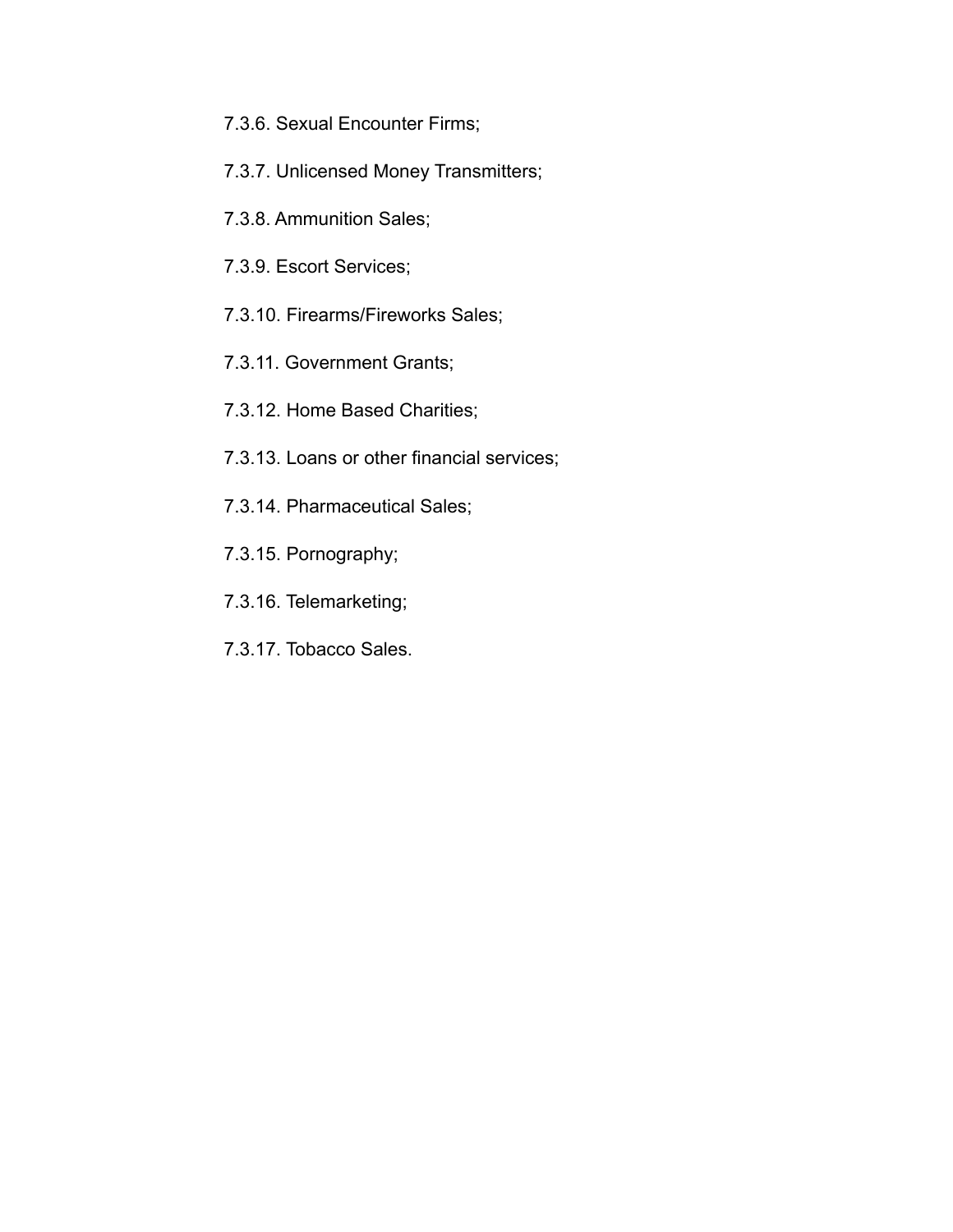7.3.6. Sexual Encounter Firms;

7.3.7. Unlicensed Money Transmitters;

7.3.8. Ammunition Sales;

7.3.9. Escort Services;

7.3.10. Firearms/Fireworks Sales;

7.3.11. Government Grants;

7.3.12. Home Based Charities;

7.3.13. Loans or other financial services;

7.3.14. Pharmaceutical Sales;

7.3.15. Pornography;

7.3.16. Telemarketing;

7.3.17. Tobacco Sales.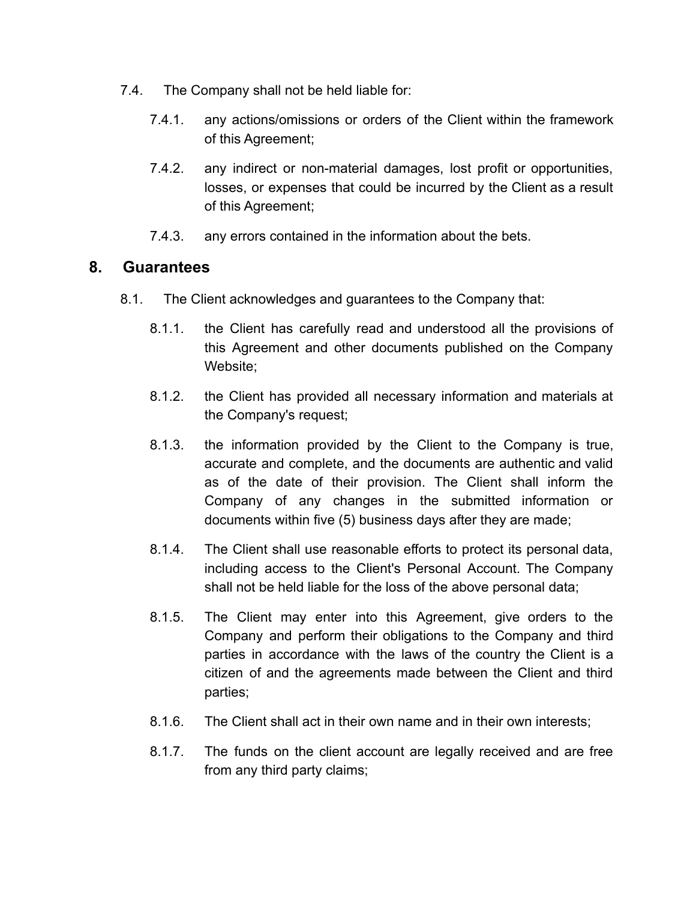7.4. The Company shall not be held liable for:

7.4.1. any actions/omissions or orders of the Client within the framework of this Agreement;

7.4.2. any indirect or non-material damages, lost profit or opportunities, losses, or expenses that could be incurred by the Client as a result of this Agreement;

7.4.3. any errors contained in the information about the bets.

## 8. Guarantees

8.1. The Client acknowledges and guarantees to the Company that:

8.1.1. the Client has carefully read and understood all the provisions of this Agreement and other documents published on the Company Website;

8.1.2. the Client has provided all necessary information and materials at the Company's request;

8.1.3. the information provided by the Client to the Company is true, accurate and complete, and the documents are authentic and valid as of the date of their provision. The Client shall inform the Company of any changes in the submitted information or documents within five (5) business days after they are made;

8.1.4. The Client shall use reasonable efforts to protect its personal data, including access to the Client's Personal Account. The Company shall not be held liable for the loss of the above personal data;

8.1.5. The Client may enter into this Agreement, give orders to the Company and perform their obligations to the Company and third parties in accordance with the laws of the country the Client is a citizen of and the agreements made between the Client and third parties;

8.1.6. The Client shall act in their own name and in their own interests;

8.1.7. The funds on the client account are legally received and are free from any third party claims;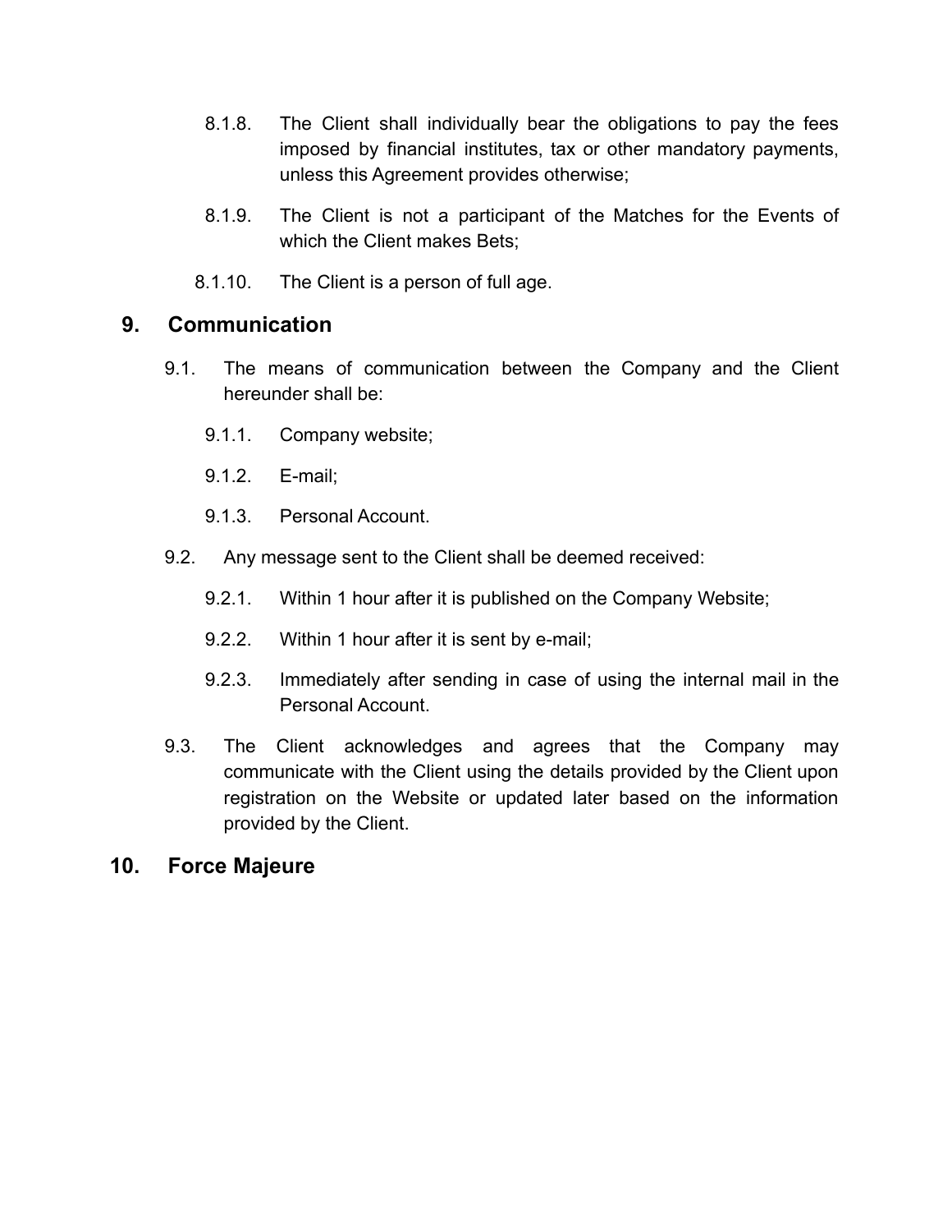8.1.8. The Client shall individually bear the obligations to pay the fees imposed by financial institutes, tax or other mandatory payments, unless this Agreement provides otherwise;

8.1.9. The Client is not a participant of the Matches for the Events of which the Client makes Bets;

8.1.10. The Client is a person of full age.

## 9. Communication

9.1. The means of communication between the Company and the Client hereunder shall be:

9.1.1. Company website;

9.1.2. E-mail;

9.1.3. Personal Account.

9.2. Any message sent to the Client shall be deemed received:

9.2.1. Within 1 hour after it is published on the Company Website;

9.2.2. Within 1 hour after it is sent by e-mail;

9.2.3. Immediately after sending in case of using the internal mail in the Personal Account.

9.3. The Client acknowledges and agrees that the Company may communicate with the Client using the details provided by the Client upon registration on the Website or updated later based on the information provided by the Client.

## 10. Force Majeure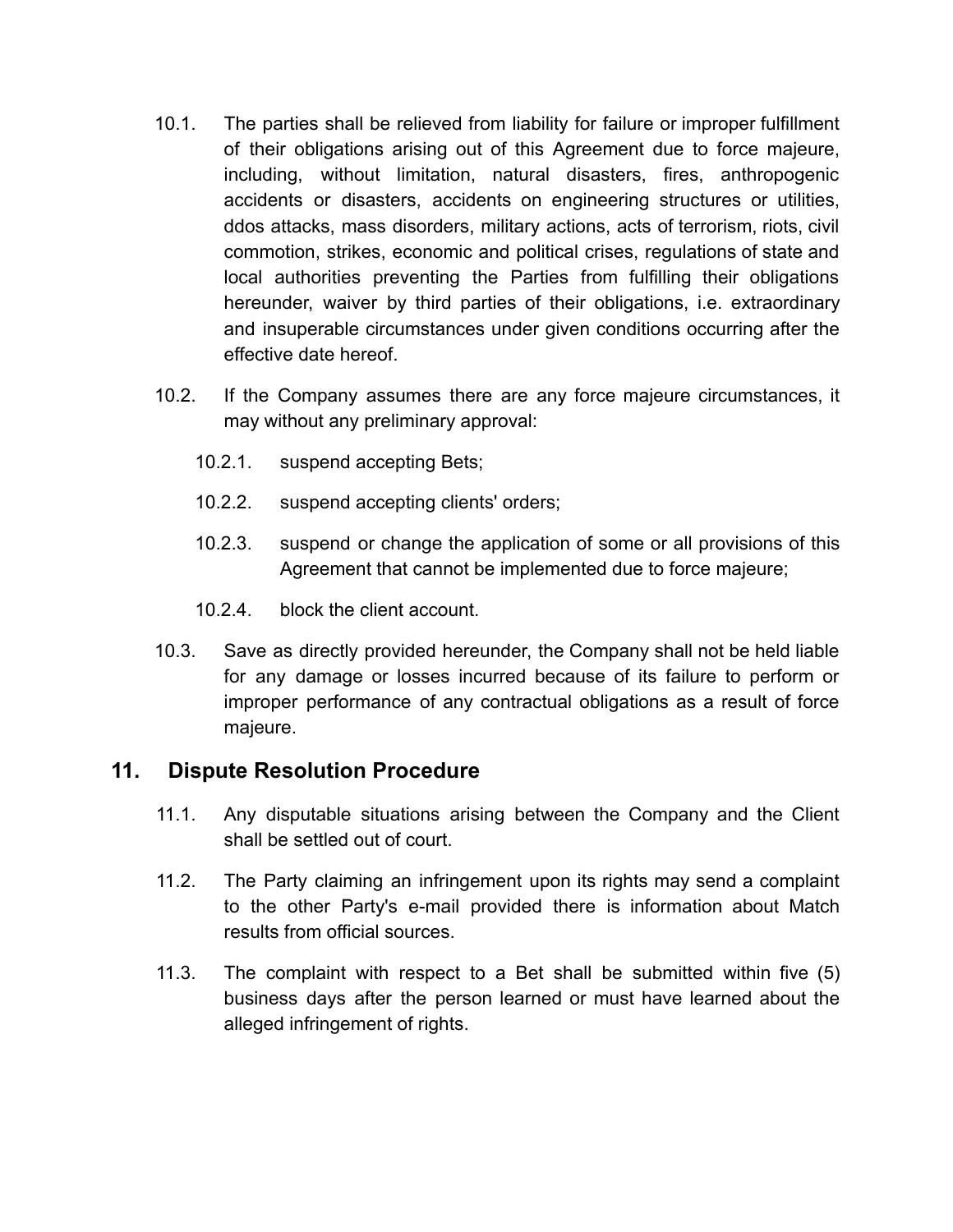10.1. The parties shall be relieved from liability for failure or improper fulfillment of their obligations arising out of this Agreement due to force majeure, including, without limitation, natural disasters, fires, anthropogenic accidents or disasters, accidents on engineering structures or utilities, ddos attacks, mass disorders, military actions, acts of terrorism, riots, civil commotion, strikes, economic and political crises, regulations of state and local authorities preventing the Parties from fulfilling their obligations hereunder, waiver by third parties of their obligations, i.e. extraordinary and insuperable circumstances under given conditions occurring after the effective date hereof.

10.2. If the Company assumes there are any force majeure circumstances, it may without any preliminary approval:

- 10.2.1. suspend accepting Bets;
- 10.2.2. suspend accepting clients' orders;
- 10.2.3. suspend or change the application of some or all provisions of this Agreement that cannot be implemented due to force majeure;
- 10.2.4. block the client account.

10.3. Save as directly provided hereunder, the Company shall not be held liable for any damage or losses incurred because of its failure to perform or improper performance of any contractual obligations as a result of force majeure.

## 11. Dispute Resolution Procedure

11.1. Any disputable situations arising between the Company and the Client shall be settled out of court.

11.2. The Party claiming an infringement upon its rights may send a complaint to the other Party's e-mail provided there is information about Match results from official sources.

11.3. The complaint with respect to a Bet shall be submitted within five (5) business days after the person learned or must have learned about the alleged infringement of rights.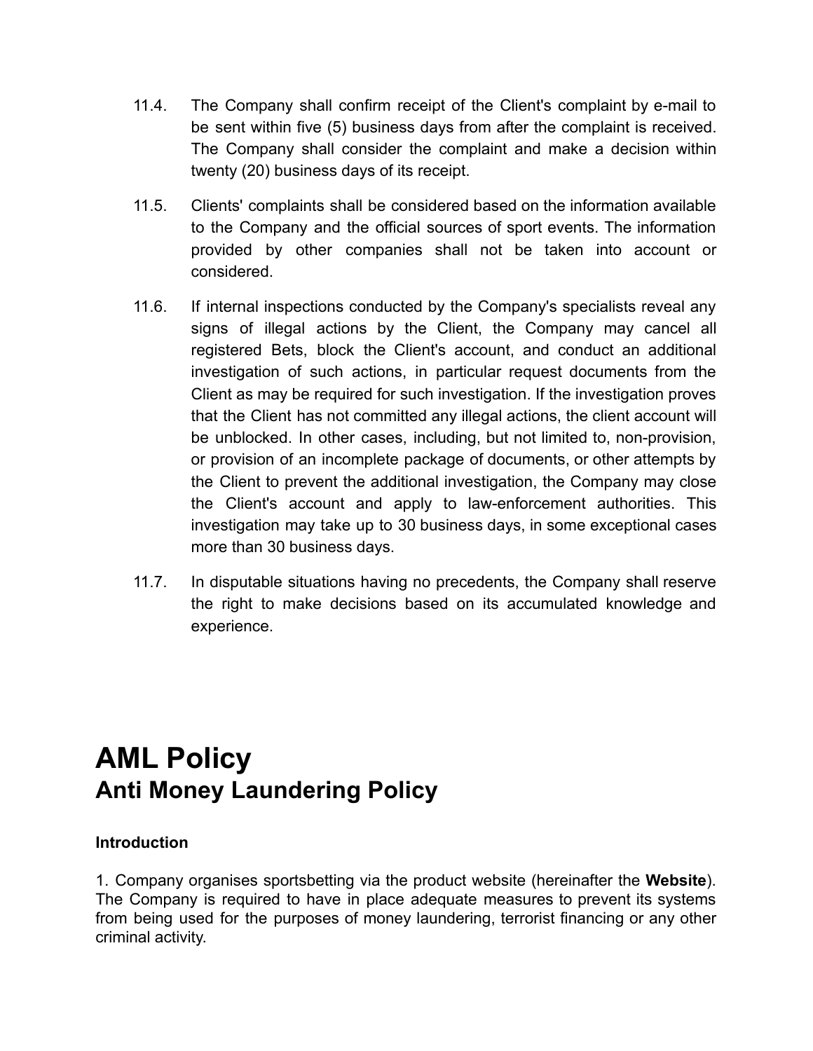11.4. The Company shall confirm receipt of the Client's complaint by e-mail to be sent within five (5) business days from after the complaint is received. The Company shall consider the complaint and make a decision within twenty (20) business days of its receipt.

11.5. Clients' complaints shall be considered based on the information available to the Company and the official sources of sport events. The information provided by other companies shall not be taken into account or considered.

11.6. If internal inspections conducted by the Company's specialists reveal any signs of illegal actions by the Client, the Company may cancel all registered Bets, block the Client's account, and conduct an additional investigation of such actions, in particular request documents from the Client as may be required for such investigation. If the investigation proves that the Client has not committed any illegal actions, the client account will be unblocked. In other cases, including, but not limited to, non-provision, or provision of an incomplete package of documents, or other attempts by the Client to prevent the additional investigation, the Company may close the Client's account and apply to law-enforcement authorities. This investigation may take up to 30 business days, in some exceptional cases more than 30 business days.

11.7. In disputable situations having no precedents, the Company shall reserve the right to make decisions based on its accumulated knowledge and experience.

# AML Policy

## Anti Money Laundering Policy

**Introduction**

1. Company organises sportsbetting via the product website (hereinafter the **Website**). The Company is required to have in place adequate measures to prevent its systems from being used for the purposes of money laundering, terrorist financing or any other criminal activity.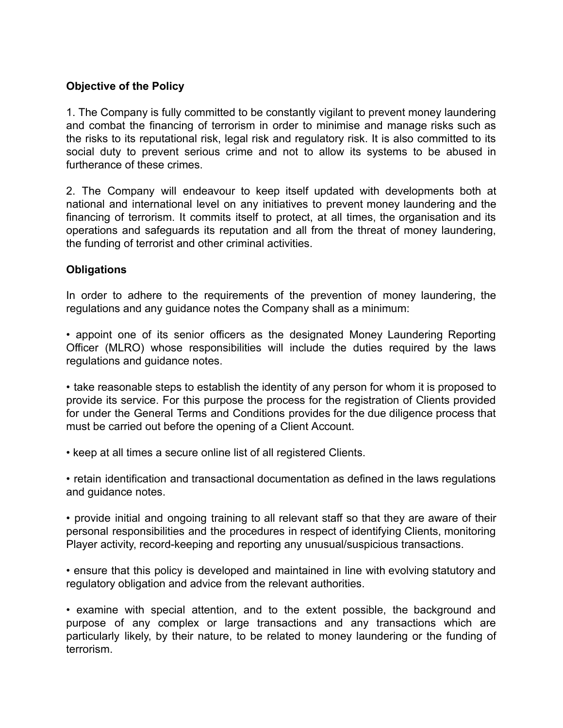**Objective of the Policy**

1. The Company is fully committed to be constantly vigilant to prevent money laundering and combat the financing of terrorism in order to minimise and manage risks such as the risks to its reputational risk, legal risk and regulatory risk. It is also committed to its social duty to prevent serious crime and not to allow its systems to be abused in furtherance of these crimes.

2. The Company will endeavour to keep itself updated with developments both at national and international level on any initiatives to prevent money laundering and the financing of terrorism. It commits itself to protect, at all times, the organisation and its operations and safeguards its reputation and all from the threat of money laundering, the funding of terrorist and other criminal activities.

**Obligations**

In order to adhere to the requirements of the prevention of money laundering, the regulations and any guidance notes the Company shall as a minimum:

• appoint one of its senior officers as the designated Money Laundering Reporting Officer (MLRO) whose responsibilities will include the duties required by the laws regulations and guidance notes.

• take reasonable steps to establish the identity of any person for whom it is proposed to provide its service. For this purpose the process for the registration of Clients provided for under the General Terms and Conditions provides for the due diligence process that must be carried out before the opening of a Client Account.

• keep at all times a secure online list of all registered Clients.

• retain identification and transactional documentation as defined in the laws regulations and guidance notes.

• provide initial and ongoing training to all relevant staff so that they are aware of their personal responsibilities and the procedures in respect of identifying Clients, monitoring Player activity, record-keeping and reporting any unusual/suspicious transactions.

• ensure that this policy is developed and maintained in line with evolving statutory and regulatory obligation and advice from the relevant authorities.

• examine with special attention, and to the extent possible, the background and purpose of any complex or large transactions and any transactions which are particularly likely, by their nature, to be related to money laundering or the funding of terrorism.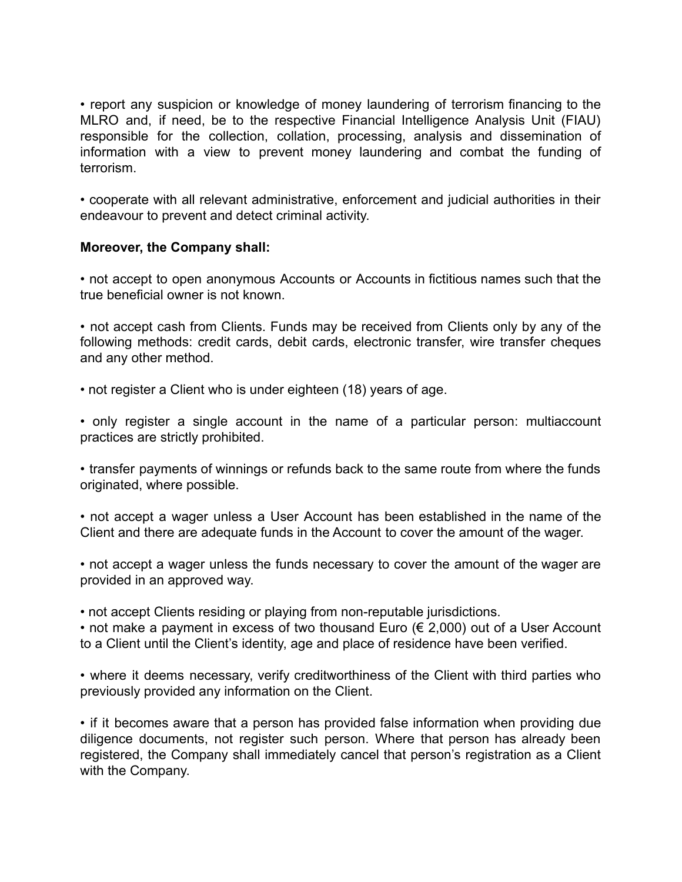• report any suspicion or knowledge of money laundering of terrorism financing to the MLRO and, if need, be to the respective Financial Intelligence Analysis Unit (FIAU) responsible for the collection, collation, processing, analysis and dissemination of information with a view to prevent money laundering and combat the funding of terrorism.

• cooperate with all relevant administrative, enforcement and judicial authorities in their endeavour to prevent and detect criminal activity.

**Moreover, the Company shall:**

• not accept to open anonymous Accounts or Accounts in fictitious names such that the true beneficial owner is not known.

• not accept cash from Clients. Funds may be received from Clients only by any of the following methods: credit cards, debit cards, electronic transfer, wire transfer cheques and any other method.

• not register a Client who is under eighteen (18) years of age.

• only register a single account in the name of a particular person: multiaccount practices are strictly prohibited.

• transfer payments of winnings or refunds back to the same route from where the funds originated, where possible.

• not accept a wager unless a User Account has been established in the name of the Client and there are adequate funds in the Account to cover the amount of the wager.

• not accept a wager unless the funds necessary to cover the amount of the wager are provided in an approved way.

• not accept Clients residing or playing from non-reputable jurisdictions.

• not make a payment in excess of two thousand Euro (€ 2,000) out of a User Account to a Client until the Client's identity, age and place of residence have been verified.

• where it deems necessary, verify creditworthiness of the Client with third parties who previously provided any information on the Client.

• if it becomes aware that a person has provided false information when providing due diligence documents, not register such person. Where that person has already been registered, the Company shall immediately cancel that person's registration as a Client with the Company.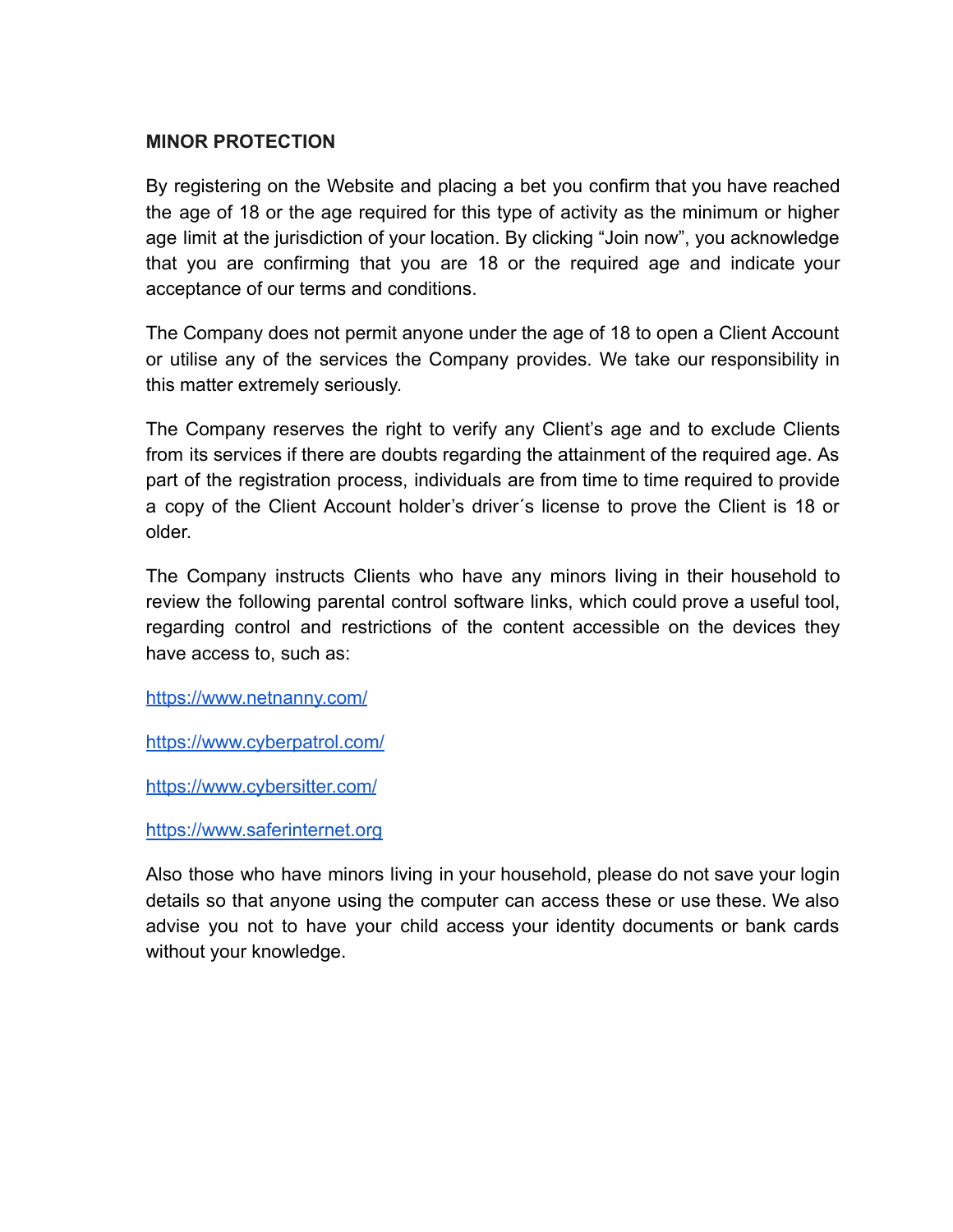**MINOR PROTECTION**

By registering on the Website and placing a bet you confirm that you have reached the age of 18 or the age required for this type of activity as the minimum or higher age limit at the jurisdiction of your location. By clicking “Join now”, you acknowledge that you are confirming that you are 18 or the required age and indicate your acceptance of our terms and conditions.

The Company does not permit anyone under the age of 18 to open a Client Account or utilise any of the services the Company provides. We take our responsibility in this matter extremely seriously.

The Company reserves the right to verify any Client’s age and to exclude Clients from its services if there are doubts regarding the attainment of the required age. As part of the registration process, individuals are from time to time required to provide a copy of the Client Account holder’s driver´s license to prove the Client is 18 or older.

The Company instructs Clients who have any minors living in their household to review the following parental control software links, which could prove a useful tool, regarding control and restrictions of the content accessible on the devices they have access to, such as:

https://www.netnanny.com/

https://www.cyberpatrol.com/

https://www.cybersitter.com/

https://www.saferinternet.org

Also those who have minors living in your household, please do not save your login details so that anyone using the computer can access these or use these. We also advise you not to have your child access your identity documents or bank cards without your knowledge.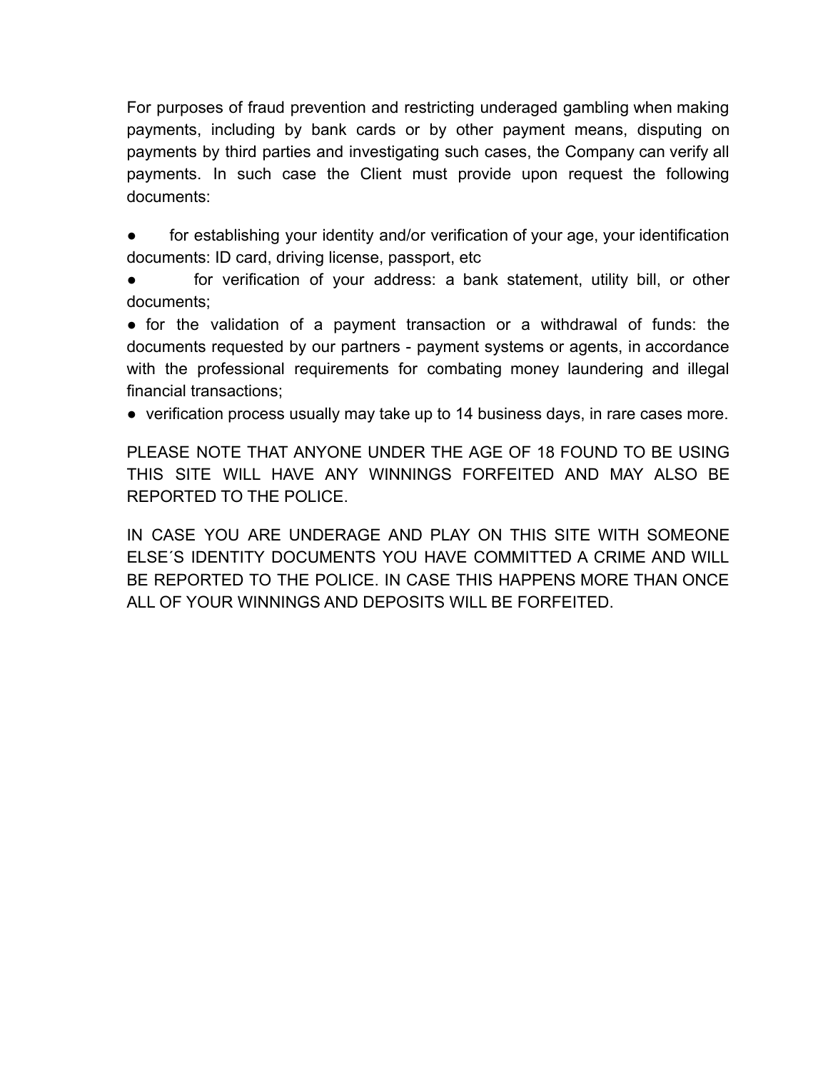For purposes of fraud prevention and restricting underaged gambling when making payments, including by bank cards or by other payment means, disputing on payments by third parties and investigating such cases, the Company can verify all payments. In such case the Client must provide upon request the following documents:

- for establishing your identity and/or verification of your age, your identification documents: ID card, driving license, passport, etc
- for verification of your address: a bank statement, utility bill, or other documents;
- for the validation of a payment transaction or a withdrawal of funds: the documents requested by our partners - payment systems or agents, in accordance with the professional requirements for combating money laundering and illegal financial transactions;
- verification process usually may take up to 14 business days, in rare cases more.

PLEASE NOTE THAT ANYONE UNDER THE AGE OF 18 FOUND TO BE USING THIS SITE WILL HAVE ANY WINNINGS FORFEITED AND MAY ALSO BE REPORTED TO THE POLICE.

IN CASE YOU ARE UNDERAGE AND PLAY ON THIS SITE WITH SOMEONE ELSE´S IDENTITY DOCUMENTS YOU HAVE COMMITTED A CRIME AND WILL BE REPORTED TO THE POLICE. IN CASE THIS HAPPENS MORE THAN ONCE ALL OF YOUR WINNINGS AND DEPOSITS WILL BE FORFEITED.